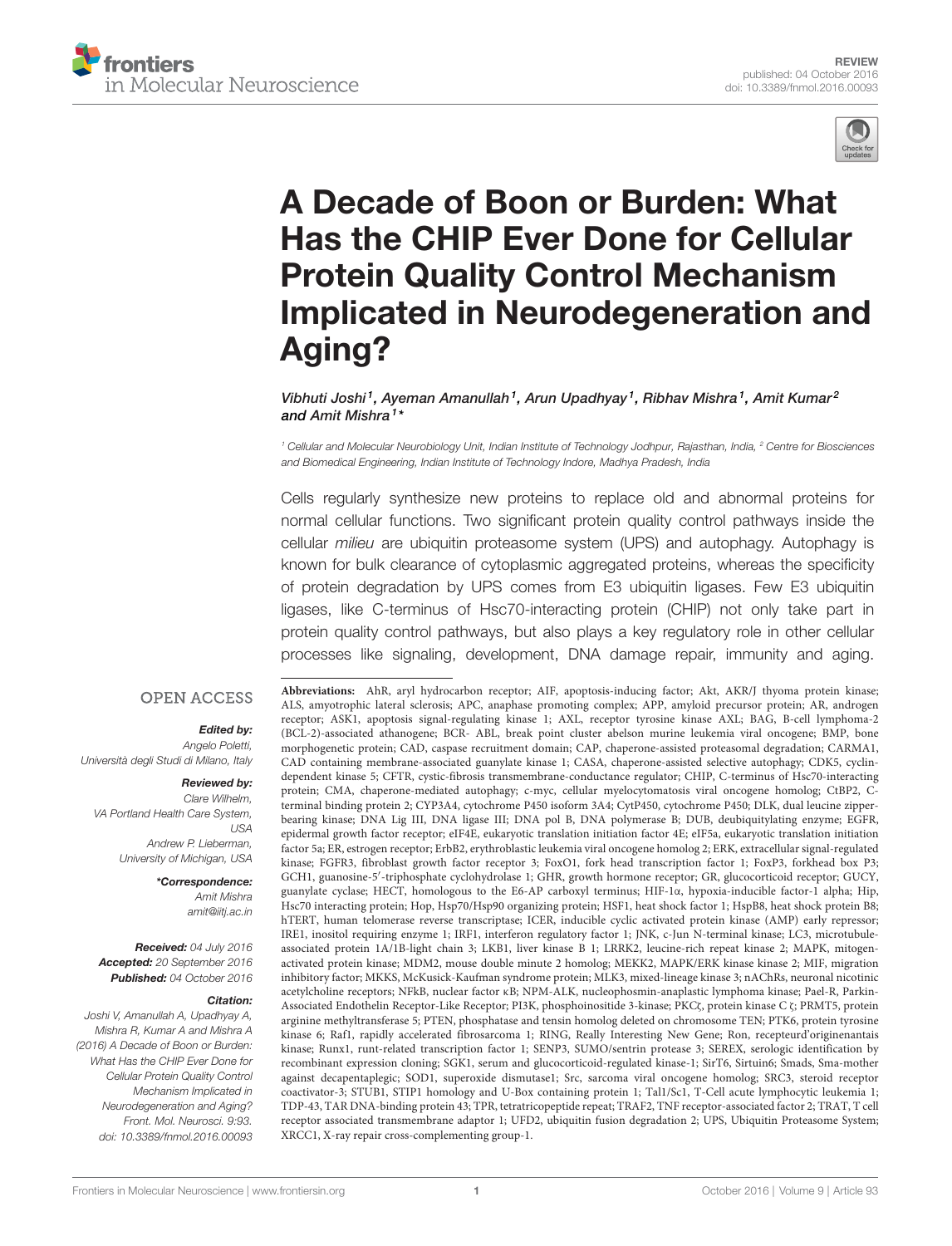REVIEW
published: 04 October 2016
doi: 10.3389/fnmol.2016.00093

# A Decade of Boon or Burden: What Has the CHIP Ever Done for Cellular Protein Quality Control Mechanism Implicated in Neurodegeneration and Aging?

*Vibhuti Joshi[1], Ayeman Amanullah[1], Arun Upadhyay[1], Ribhav Mishra[1], Amit Kumar[2] and Amit Mishra[1]\**

[1] Cellular and Molecular Neurobiology Unit, Indian Institute of Technology Jodhpur, Rajasthan, India, [2] Centre for Biosciences and Biomedical Engineering, Indian Institute of Technology Indore, Madhya Pradesh, India

Cells regularly synthesize new proteins to replace old and abnormal proteins for normal cellular functions. Two significant protein quality control pathways inside the cellular *milieu* are ubiquitin proteasome system (UPS) and autophagy. Autophagy is known for bulk clearance of cytoplasmic aggregated proteins, whereas the specificity of protein degradation by UPS comes from E3 ubiquitin ligases. Few E3 ubiquitin ligases, like C-terminus of Hsc70-interacting protein (CHIP) not only take part in protein quality control pathways, but also plays a key regulatory role in other cellular processes like signaling, development, DNA damage repair, immunity and aging.

OPEN ACCESS

**Edited by:**
*Angelo Poletti, Università degli Studi di Milano, Italy*

**Reviewed by:**
*Clare Wilhelm, VA Portland Health Care System, USA*
*Andrew P. Lieberman, University of Michigan, USA*

**\*Correspondence:**
*Amit Mishra*
*amit@iitj.ac.in*

**Received:** 04 July 2016
**Accepted:** 20 September 2016
**Published:** 04 October 2016

**Citation:**
*Joshi V, Amanullah A, Upadhyay A, Mishra R, Kumar A and Mishra A (2016) A Decade of Boon or Burden: What Has the CHIP Ever Done for Cellular Protein Quality Control Mechanism Implicated in Neurodegeneration and Aging? Front. Mol. Neurosci. 9:93. doi: 10.3389/fnmol.2016.00093*

**Abbreviations:** AhR, aryl hydrocarbon receptor; AIF, apoptosis-inducing factor; Akt, AKR/J thyoma protein kinase; ALS, amyotrophic lateral sclerosis; APC, anaphase promoting complex; APP, amyloid precursor protein; AR, androgen receptor; ASK1, apoptosis signal-regulating kinase 1; AXL, receptor tyrosine kinase AXL; BAG, B-cell lymphoma-2 (BCL-2)-associated athanogene; BCR- ABL, break point cluster abelson murine leukemia viral oncogene; BMP, bone morphogenetic protein; CAD, caspase recruitment domain; CAP, chaperone-assisted proteasomal degradation; CARMA1, CAD containing membrane-associated guanylate kinase 1; CASA, chaperone-assisted selective autophagy; CDK5, cyclin-dependent kinase 5; CFTR, cystic-fibrosis transmembrane-conductance regulator; CHIP, C-terminus of Hsc70-interacting protein; CMA, chaperone-mediated autophagy; c-myc, cellular myelocytomatosis viral oncogene homolog; CtBP2, C-terminal binding protein 2; CYP3A4, cytochrome P450 isoform 3A4; CytP450, cytochrome P450; DLK, dual leucine zipper-bearing kinase; DNA Lig III, DNA ligase III; DNA pol B, DNA polymerase B; DUB, deubiquitylating enzyme; EGFR, epidermal growth factor receptor; eIF4E, eukaryotic translation initiation factor 4E; eIF5a, eukaryotic translation initiation factor 5a; ER, estrogen receptor; ErbB2, erythroblastic leukemia viral oncogene homolog 2; ERK, extracellular signal-regulated kinase; FGFR3, fibroblast growth factor receptor 3; FoxO1, fork head transcription factor 1; FoxP3, forkhead box P3; GCH1, guanosine-5′-triphosphate cyclohydrolase 1; GHR, growth hormone receptor; GR, glucocorticoid receptor; GUCY, guanylate cyclase; HECT, homologous to the E6-AP carboxyl terminus; HIF-1α, hypoxia-inducible factor-1 alpha; Hip, Hsc70 interacting protein; Hop, Hsp70/Hsp90 organizing protein; HSF1, heat shock factor 1; HspB8, heat shock protein B8; hTERT, human telomerase reverse transcriptase; ICER, inducible cyclic activated protein kinase (AMP) early repressor; IRE1, inositol requiring enzyme 1; IRF1, interferon regulatory factor 1; JNK, c-Jun N-terminal kinase; LC3, microtubule-associated protein 1A/1B-light chain 3; LKB1, liver kinase B 1; LRRK2, leucine-rich repeat kinase 2; MAPK, mitogen-activated protein kinase; MDM2, mouse double minute 2 homolog; MEKK2, MAPK/ERK kinase kinase 2; MIF, migration inhibitory factor; MKKS, McKusick-Kaufman syndrome protein; MLK3, mixed-lineage kinase 3; nAChRs, neuronal nicotinic acetylcholine receptors; NFkB, nuclear factor κB; NPM-ALK, nucleophosmin-anaplastic lymphoma kinase; Pael-R, Parkin-Associated Endothelin Receptor-Like Receptor; PI3K, phosphoinositide 3-kinase; PKCζ, protein kinase C ζ; PRMT5, protein arginine methyltransferase 5; PTEN, phosphatase and tensin homolog deleted on chromosome TEN; PTK6, protein tyrosine kinase 6; Raf1, rapidly accelerated fibrosarcoma 1; RING, Really Interesting New Gene; Ron, recepteurd'originenantais kinase; Runx1, runt-related transcription factor 1; SENP3, SUMO/sentrin protease 3; SEREX, serologic identification by recombinant expression cloning; SGK1, serum and glucocorticoid-regulated kinase-1; SirT6, Sirtuin6; Smads, Sma-mother against decapentaplegic; SOD1, superoxide dismutase1; Src, sarcoma viral oncogene homolog; SRC3, steroid receptor coactivator-3; STUB1, STIP1 homology and U-Box containing protein 1; Tal1/Sc1, T-Cell acute lymphocytic leukemia 1; TDP-43, TAR DNA-binding protein 43; TPR, tetratricopeptide repeat; TRAF2, TNF receptor-associated factor 2; TRAT, T cell receptor associated transmembrane adaptor 1; UFD2, ubiquitin fusion degradation 2; UPS, Ubiquitin Proteasome System; XRCC1, X-ray repair cross-complementing group-1.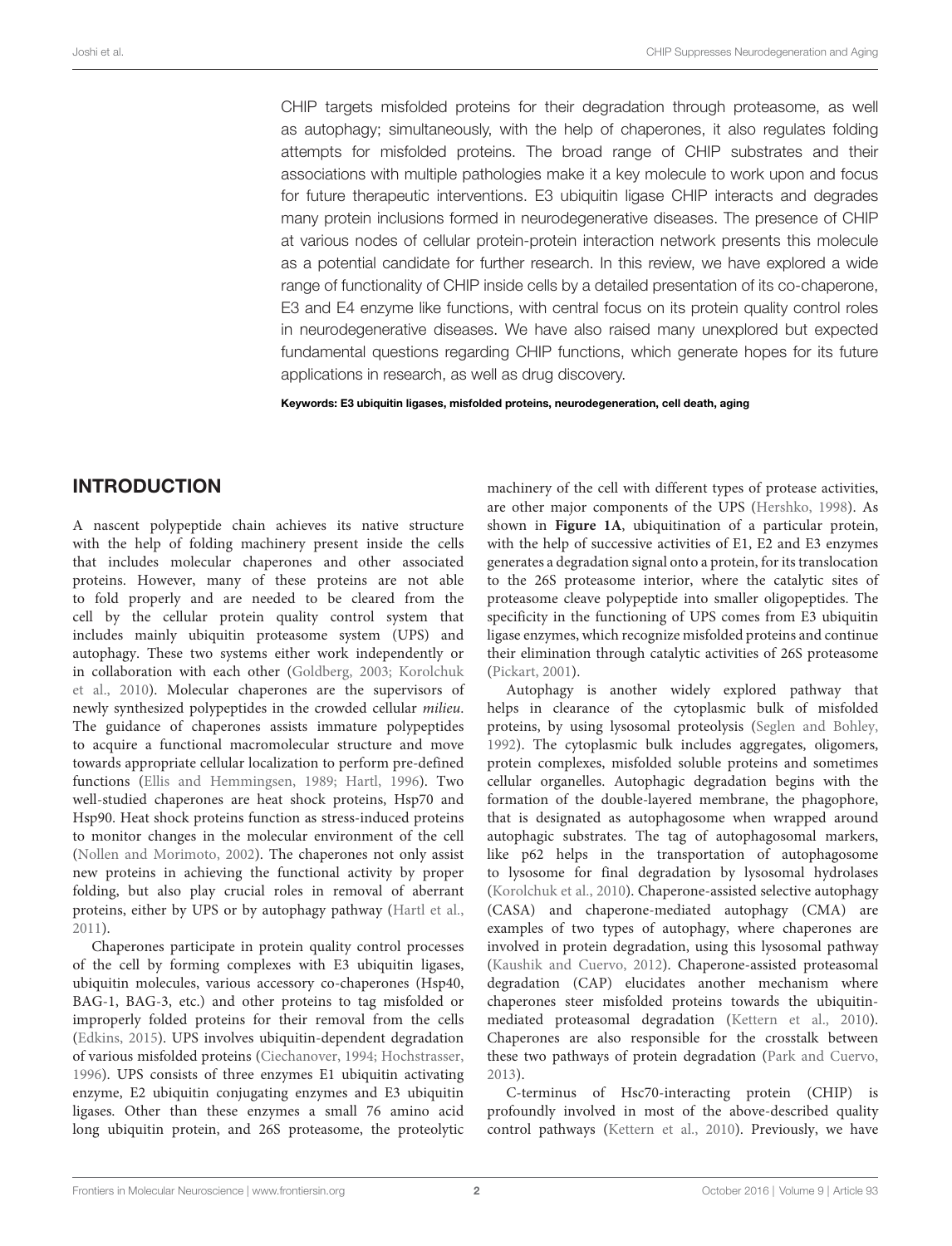CHIP targets misfolded proteins for their degradation through proteasome, as well as autophagy; simultaneously, with the help of chaperones, it also regulates folding attempts for misfolded proteins. The broad range of CHIP substrates and their associations with multiple pathologies make it a key molecule to work upon and focus for future therapeutic interventions. E3 ubiquitin ligase CHIP interacts and degrades many protein inclusions formed in neurodegenerative diseases. The presence of CHIP at various nodes of cellular protein-protein interaction network presents this molecule as a potential candidate for further research. In this review, we have explored a wide range of functionality of CHIP inside cells by a detailed presentation of its co-chaperone, E3 and E4 enzyme like functions, with central focus on its protein quality control roles in neurodegenerative diseases. We have also raised many unexplored but expected fundamental questions regarding CHIP functions, which generate hopes for its future applications in research, as well as drug discovery.

**Keywords: E3 ubiquitin ligases, misfolded proteins, neurodegeneration, cell death, aging**

## INTRODUCTION

A nascent polypeptide chain achieves its native structure with the help of folding machinery present inside the cells that includes molecular chaperones and other associated proteins. However, many of these proteins are not able to fold properly and are needed to be cleared from the cell by the cellular protein quality control system that includes mainly ubiquitin proteasome system (UPS) and autophagy. These two systems either work independently or in collaboration with each other (Goldberg, 2003; Korolchuk et al., 2010). Molecular chaperones are the supervisors of newly synthesized polypeptides in the crowded cellular *milieu*. The guidance of chaperones assists immature polypeptides to acquire a functional macromolecular structure and move towards appropriate cellular localization to perform pre-defined functions (Ellis and Hemmingsen, 1989; Hartl, 1996). Two well-studied chaperones are heat shock proteins, Hsp70 and Hsp90. Heat shock proteins function as stress-induced proteins to monitor changes in the molecular environment of the cell (Nollen and Morimoto, 2002). The chaperones not only assist new proteins in achieving the functional activity by proper folding, but also play crucial roles in removal of aberrant proteins, either by UPS or by autophagy pathway (Hartl et al., 2011).

Chaperones participate in protein quality control processes of the cell by forming complexes with E3 ubiquitin ligases, ubiquitin molecules, various accessory co-chaperones (Hsp40, BAG-1, BAG-3, etc.) and other proteins to tag misfolded or improperly folded proteins for their removal from the cells (Edkins, 2015). UPS involves ubiquitin-dependent degradation of various misfolded proteins (Ciechanover, 1994; Hochstrasser, 1996). UPS consists of three enzymes E1 ubiquitin activating enzyme, E2 ubiquitin conjugating enzymes and E3 ubiquitin ligases. Other than these enzymes a small 76 amino acid long ubiquitin protein, and 26S proteasome, the proteolytic machinery of the cell with different types of protease activities, are other major components of the UPS (Hershko, 1998). As shown in **Figure 1A**, ubiquitination of a particular protein, with the help of successive activities of E1, E2 and E3 enzymes generates a degradation signal onto a protein, for its translocation to the 26S proteasome interior, where the catalytic sites of proteasome cleave polypeptide into smaller oligopeptides. The specificity in the functioning of UPS comes from E3 ubiquitin ligase enzymes, which recognize misfolded proteins and continue their elimination through catalytic activities of 26S proteasome (Pickart, 2001).

Autophagy is another widely explored pathway that helps in clearance of the cytoplasmic bulk of misfolded proteins, by using lysosomal proteolysis (Seglen and Bohley, 1992). The cytoplasmic bulk includes aggregates, oligomers, protein complexes, misfolded soluble proteins and sometimes cellular organelles. Autophagic degradation begins with the formation of the double-layered membrane, the phagophore, that is designated as autophagosome when wrapped around autophagic substrates. The tag of autophagosomal markers, like p62 helps in the transportation of autophagosome to lysosome for final degradation by lysosomal hydrolases (Korolchuk et al., 2010). Chaperone-assisted selective autophagy (CASA) and chaperone-mediated autophagy (CMA) are examples of two types of autophagy, where chaperones are involved in protein degradation, using this lysosomal pathway (Kaushik and Cuervo, 2012). Chaperone-assisted proteasomal degradation (CAP) elucidates another mechanism where chaperones steer misfolded proteins towards the ubiquitin-mediated proteasomal degradation (Kettern et al., 2010). Chaperones are also responsible for the crosstalk between these two pathways of protein degradation (Park and Cuervo, 2013).

C-terminus of Hsc70-interacting protein (CHIP) is profoundly involved in most of the above-described quality control pathways (Kettern et al., 2010). Previously, we have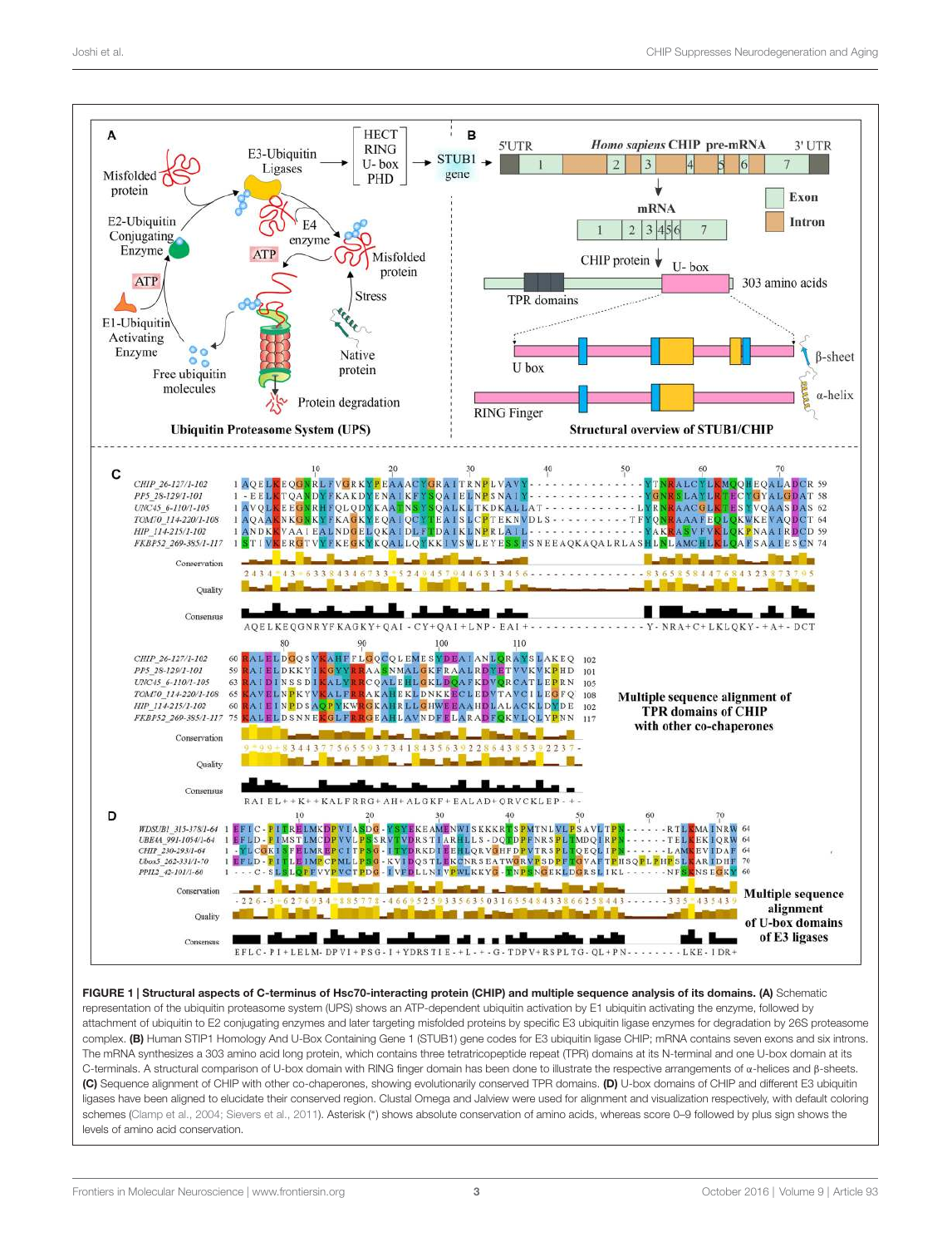**FIGURE 1 | Structural aspects of C-terminus of Hsc70-interacting protein (CHIP) and multiple sequence analysis of its domains. (A)** Schematic representation of the ubiquitin proteasome system (UPS) shows an ATP-dependent ubiquitin activation by E1 ubiquitin activating the enzyme, followed by attachment of ubiquitin to E2 conjugating enzymes and later targeting misfolded proteins by specific E3 ubiquitin ligase enzymes for degradation by 26S proteasome complex. **(B)** Human STIP1 Homology And U-Box Containing Gene 1 (STUB1) gene codes for E3 ubiquitin ligase CHIP; mRNA contains seven exons and six introns. The mRNA synthesizes a 303 amino acid long protein, which contains three tetratricopeptide repeat (TPR) domains at its N-terminal and one U-box domain at its C-terminals. A structural comparison of U-box domain with RING finger domain has been done to illustrate the respective arrangements of α-helices and β-sheets. **(C)** Sequence alignment of CHIP with other co-chaperones, showing evolutionarily conserved TPR domains. **(D)** U-box domains of CHIP and different E3 ubiquitin ligases have been aligned to elucidate their conserved region. Clustal Omega and Jalview were used for alignment and visualization respectively, with default coloring schemes (Clamp et al., 2004; Sievers et al., 2011). Asterisk (*) shows absolute conservation of amino acids, whereas score 0–9 followed by plus sign shows the levels of amino acid conservation.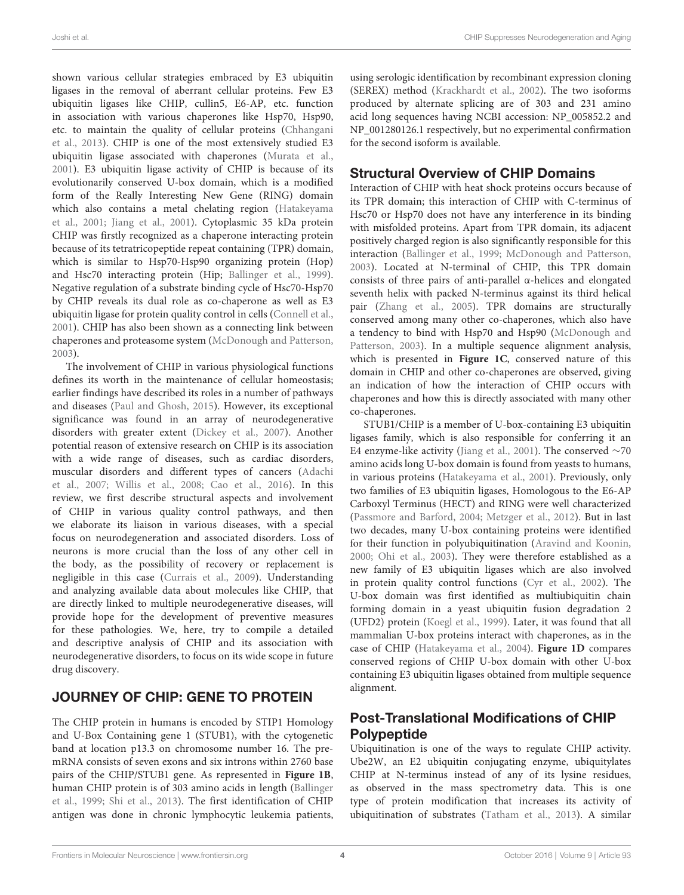shown various cellular strategies embraced by E3 ubiquitin ligases in the removal of aberrant cellular proteins. Few E3 ubiquitin ligases like CHIP, cullin5, E6-AP, etc. function in association with various chaperones like Hsp70, Hsp90, etc. to maintain the quality of cellular proteins (Chhangani et al., 2013). CHIP is one of the most extensively studied E3 ubiquitin ligase associated with chaperones (Murata et al., 2001). E3 ubiquitin ligase activity of CHIP is because of its evolutionarily conserved U-box domain, which is a modified form of the Really Interesting New Gene (RING) domain which also contains a metal chelating region (Hatakeyama et al., 2001; Jiang et al., 2001). Cytoplasmic 35 kDa protein CHIP was firstly recognized as a chaperone interacting protein because of its tetratricopeptide repeat containing (TPR) domain, which is similar to Hsp70-Hsp90 organizing protein (Hop) and Hsc70 interacting protein (Hip; Ballinger et al., 1999). Negative regulation of a substrate binding cycle of Hsc70-Hsp70 by CHIP reveals its dual role as co-chaperone as well as E3 ubiquitin ligase for protein quality control in cells (Connell et al., 2001). CHIP has also been shown as a connecting link between chaperones and proteasome system (McDonough and Patterson, 2003).

The involvement of CHIP in various physiological functions defines its worth in the maintenance of cellular homeostasis; earlier findings have described its roles in a number of pathways and diseases (Paul and Ghosh, 2015). However, its exceptional significance was found in an array of neurodegenerative disorders with greater extent (Dickey et al., 2007). Another potential reason of extensive research on CHIP is its association with a wide range of diseases, such as cardiac disorders, muscular disorders and different types of cancers (Adachi et al., 2007; Willis et al., 2008; Cao et al., 2016). In this review, we first describe structural aspects and involvement of CHIP in various quality control pathways, and then we elaborate its liaison in various diseases, with a special focus on neurodegeneration and associated disorders. Loss of neurons is more crucial than the loss of any other cell in the body, as the possibility of recovery or replacement is negligible in this case (Currais et al., 2009). Understanding and analyzing available data about molecules like CHIP, that are directly linked to multiple neurodegenerative diseases, will provide hope for the development of preventive measures for these pathologies. We, here, try to compile a detailed and descriptive analysis of CHIP and its association with neurodegenerative disorders, to focus on its wide scope in future drug discovery.

## JOURNEY OF CHIP: GENE TO PROTEIN

The CHIP protein in humans is encoded by STIP1 Homology and U-Box Containing gene 1 (STUB1), with the cytogenetic band at location p13.3 on chromosome number 16. The pre-mRNA consists of seven exons and six introns within 2760 base pairs of the CHIP/STUB1 gene. As represented in **Figure 1B**, human CHIP protein is of 303 amino acids in length (Ballinger et al., 1999; Shi et al., 2013). The first identification of CHIP antigen was done in chronic lymphocytic leukemia patients, using serologic identification by recombinant expression cloning (SEREX) method (Krackhardt et al., 2002). The two isoforms produced by alternate splicing are of 303 and 231 amino acid long sequences having NCBI accession: NP_005852.2 and NP_001280126.1 respectively, but no experimental confirmation for the second isoform is available.

### Structural Overview of CHIP Domains

Interaction of CHIP with heat shock proteins occurs because of its TPR domain; this interaction of CHIP with C-terminus of Hsc70 or Hsp70 does not have any interference in its binding with misfolded proteins. Apart from TPR domain, its adjacent positively charged region is also significantly responsible for this interaction (Ballinger et al., 1999; McDonough and Patterson, 2003). Located at N-terminal of CHIP, this TPR domain consists of three pairs of anti-parallel α-helices and elongated seventh helix with packed N-terminus against its third helical pair (Zhang et al., 2005). TPR domains are structurally conserved among many other co-chaperones, which also have a tendency to bind with Hsp70 and Hsp90 (McDonough and Patterson, 2003). In a multiple sequence alignment analysis, which is presented in **Figure 1C**, conserved nature of this domain in CHIP and other co-chaperones are observed, giving an indication of how the interaction of CHIP occurs with chaperones and how this is directly associated with many other co-chaperones.

STUB1/CHIP is a member of U-box-containing E3 ubiquitin ligases family, which is also responsible for conferring it an E4 enzyme-like activity (Jiang et al., 2001). The conserved ∼70 amino acids long U-box domain is found from yeasts to humans, in various proteins (Hatakeyama et al., 2001). Previously, only two families of E3 ubiquitin ligases, Homologous to the E6-AP Carboxyl Terminus (HECT) and RING were well characterized (Passmore and Barford, 2004; Metzger et al., 2012). But in last two decades, many U-box containing proteins were identified for their function in polyubiquitination (Aravind and Koonin, 2000; Ohi et al., 2003). They were therefore established as a new family of E3 ubiquitin ligases which are also involved in protein quality control functions (Cyr et al., 2002). The U-box domain was first identified as multiubiquitin chain forming domain in a yeast ubiquitin fusion degradation 2 (UFD2) protein (Koegl et al., 1999). Later, it was found that all mammalian U-box proteins interact with chaperones, as in the case of CHIP (Hatakeyama et al., 2004). **Figure 1D** compares conserved regions of CHIP U-box domain with other U-box containing E3 ubiquitin ligases obtained from multiple sequence alignment.

### Post-Translational Modifications of CHIP Polypeptide

Ubiquitination is one of the ways to regulate CHIP activity. Ube2W, an E2 ubiquitin conjugating enzyme, ubiquitylates CHIP at N-terminus instead of any of its lysine residues, as observed in the mass spectrometry data. This is one type of protein modification that increases its activity of ubiquitination of substrates (Tatham et al., 2013). A similar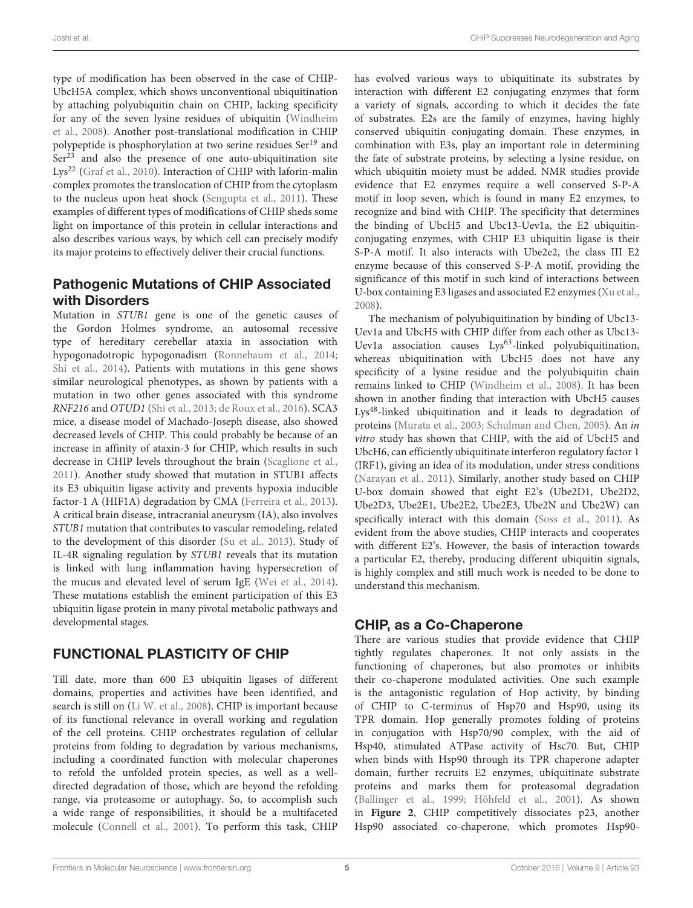type of modification has been observed in the case of CHIP-UbcH5A complex, which shows unconventional ubiquitination by attaching polyubiquitin chain on CHIP, lacking specificity for any of the seven lysine residues of ubiquitin (Windheim et al., 2008). Another post-translational modification in CHIP polypeptide is phosphorylation at two serine residues $Ser^{19}$ and $Ser^{23}$ and also the presence of one auto-ubiquitination site $Lys^{22}$ (Graf et al., 2010). Interaction of CHIP with laforin-malin complex promotes the translocation of CHIP from the cytoplasm to the nucleus upon heat shock (Sengupta et al., 2011). These examples of different types of modifications of CHIP sheds some light on importance of this protein in cellular interactions and also describes various ways, by which cell can precisely modify its major proteins to effectively deliver their crucial functions.

## Pathogenic Mutations of CHIP Associated with Disorders

Mutation in *STUB1* gene is one of the genetic causes of the Gordon Holmes syndrome, an autosomal recessive type of hereditary cerebellar ataxia in association with hypogonadotropic hypogonadism (Ronnebaum et al., 2014; Shi et al., 2014). Patients with mutations in this gene shows similar neurological phenotypes, as shown by patients with a mutation in two other genes associated with this syndrome *RNF216* and *OTUD1* (Shi et al., 2013; de Roux et al., 2016). SCA3 mice, a disease model of Machado-Joseph disease, also showed decreased levels of CHIP. This could probably be because of an increase in affinity of ataxin-3 for CHIP, which results in such decrease in CHIP levels throughout the brain (Scaglione et al., 2011). Another study showed that mutation in STUB1 affects its E3 ubiquitin ligase activity and prevents hypoxia inducible factor-1 A (HIF1A) degradation by CMA (Ferreira et al., 2013). A critical brain disease, intracranial aneurysm (IA), also involves *STUB1* mutation that contributes to vascular remodeling, related to the development of this disorder (Su et al., 2013). Study of IL-4R signaling regulation by *STUB1* reveals that its mutation is linked with lung inflammation having hypersecretion of the mucus and elevated level of serum IgE (Wei et al., 2014). These mutations establish the eminent participation of this E3 ubiquitin ligase protein in many pivotal metabolic pathways and developmental stages.

# FUNCTIONAL PLASTICITY OF CHIP

Till date, more than 600 E3 ubiquitin ligases of different domains, properties and activities have been identified, and search is still on (Li W. et al., 2008). CHIP is important because of its functional relevance in overall working and regulation of the cell proteins. CHIP orchestrates regulation of cellular proteins from folding to degradation by various mechanisms, including a coordinated function with molecular chaperones to refold the unfolded protein species, as well as a well-directed degradation of those, which are beyond the refolding range, via proteasome or autophagy. So, to accomplish such a wide range of responsibilities, it should be a multifaceted molecule (Connell et al., 2001). To perform this task, CHIP has evolved various ways to ubiquitinate its substrates by interaction with different E2 conjugating enzymes that form a variety of signals, according to which it decides the fate of substrates. E2s are the family of enzymes, having highly conserved ubiquitin conjugating domain. These enzymes, in combination with E3s, play an important role in determining the fate of substrate proteins, by selecting a lysine residue, on which ubiquitin moiety must be added. NMR studies provide evidence that E2 enzymes require a well conserved S-P-A motif in loop seven, which is found in many E2 enzymes, to recognize and bind with CHIP. The specificity that determines the binding of UbcH5 and Ubc13-Uev1a, the E2 ubiquitin-conjugating enzymes, with CHIP E3 ubiquitin ligase is their S-P-A motif. It also interacts with Ube2e2, the class III E2 enzyme because of this conserved S-P-A motif, providing the significance of this motif in such kind of interactions between U-box containing E3 ligases and associated E2 enzymes (Xu et al., 2008).

The mechanism of polyubiquitination by binding of Ubc13-Uev1a and UbcH5 with CHIP differ from each other as Ubc13-Uev1a association causes $Lys^{63}$-linked polyubiquitination, whereas ubiquitination with UbcH5 does not have any specificity of a lysine residue and the polyubiquitin chain remains linked to CHIP (Windheim et al., 2008). It has been shown in another finding that interaction with UbcH5 causes $Lys^{48}$-linked ubiquitination and it leads to degradation of proteins (Murata et al., 2003; Schulman and Chen, 2005). An *in vitro* study has shown that CHIP, with the aid of UbcH5 and UbcH6, can efficiently ubiquitinate interferon regulatory factor 1 (IRF1), giving an idea of its modulation, under stress conditions (Narayan et al., 2011). Similarly, another study based on CHIP U-box domain showed that eight E2's (Ube2D1, Ube2D2, Ube2D3, Ube2E1, Ube2E2, Ube2E3, Ube2N and Ube2W) can specifically interact with this domain (Soss et al., 2011). As evident from the above studies, CHIP interacts and cooperates with different E2's. However, the basis of interaction towards a particular E2, thereby, producing different ubiquitin signals, is highly complex and still much work is needed to be done to understand this mechanism.

## CHIP, as a Co-Chaperone

There are various studies that provide evidence that CHIP tightly regulates chaperones. It not only assists in the functioning of chaperones, but also promotes or inhibits their co-chaperone modulated activities. One such example is the antagonistic regulation of Hop activity, by binding of CHIP to C-terminus of Hsp70 and Hsp90, using its TPR domain. Hop generally promotes folding of proteins in conjugation with Hsp70/90 complex, with the aid of Hsp40, stimulated ATPase activity of Hsc70. But, CHIP when binds with Hsp90 through its TPR chaperone adapter domain, further recruits E2 enzymes, ubiquitinate substrate proteins and marks them for proteasomal degradation (Ballinger et al., 1999; Höhfeld et al., 2001). As shown in **Figure 2**, CHIP competitively dissociates p23, another Hsp90 associated co-chaperone, which promotes Hsp90-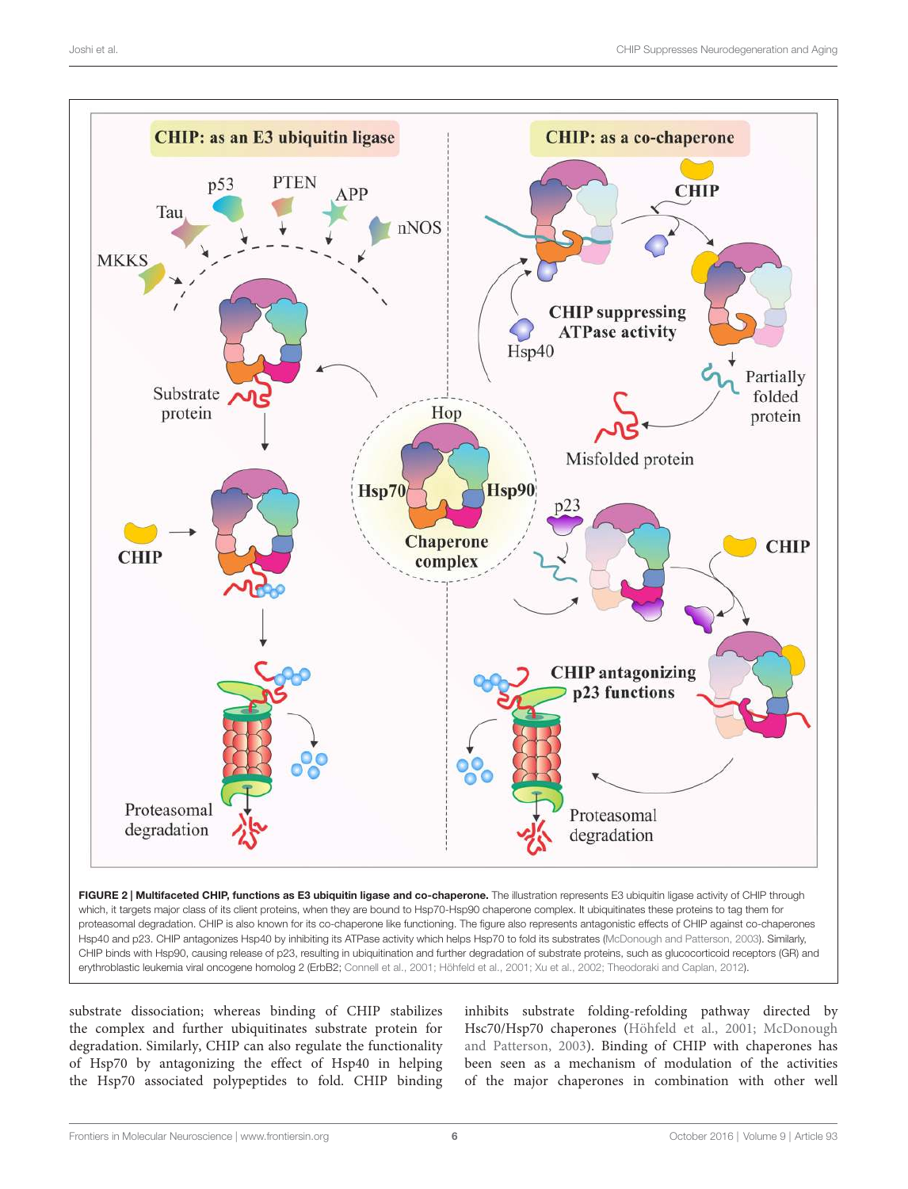**FIGURE 2 | Multifaceted CHIP, functions as E3 ubiquitin ligase and co-chaperone.** The illustration represents E3 ubiquitin ligase activity of CHIP through which, it targets major class of its client proteins, when they are bound to Hsp70-Hsp90 chaperone complex. It ubiquitinates these proteins to tag them for proteasomal degradation. CHIP is also known for its co-chaperone like functioning. The figure also represents antagonistic effects of CHIP against co-chaperones Hsp40 and p23. CHIP antagonizes Hsp40 by inhibiting its ATPase activity which helps Hsp70 to fold its substrates (McDonough and Patterson, 2003). Similarly, CHIP binds with Hsp90, causing release of p23, resulting in ubiquitination and further degradation of substrate proteins, such as glucocorticoid receptors (GR) and erythroblastic leukemia viral oncogene homolog 2 (ErbB2; Connell et al., 2001; Höhfeld et al., 2001; Xu et al., 2002; Theodoraki and Caplan, 2012).

substrate dissociation; whereas binding of CHIP stabilizes the complex and further ubiquitinates substrate protein for degradation. Similarly, CHIP can also regulate the functionality of Hsp70 by antagonizing the effect of Hsp40 in helping the Hsp70 associated polypeptides to fold. CHIP binding inhibits substrate folding-refolding pathway directed by Hsc70/Hsp70 chaperones (Höhfeld et al., 2001; McDonough and Patterson, 2003). Binding of CHIP with chaperones has been seen as a mechanism of modulation of the activities of the major chaperones in combination with other well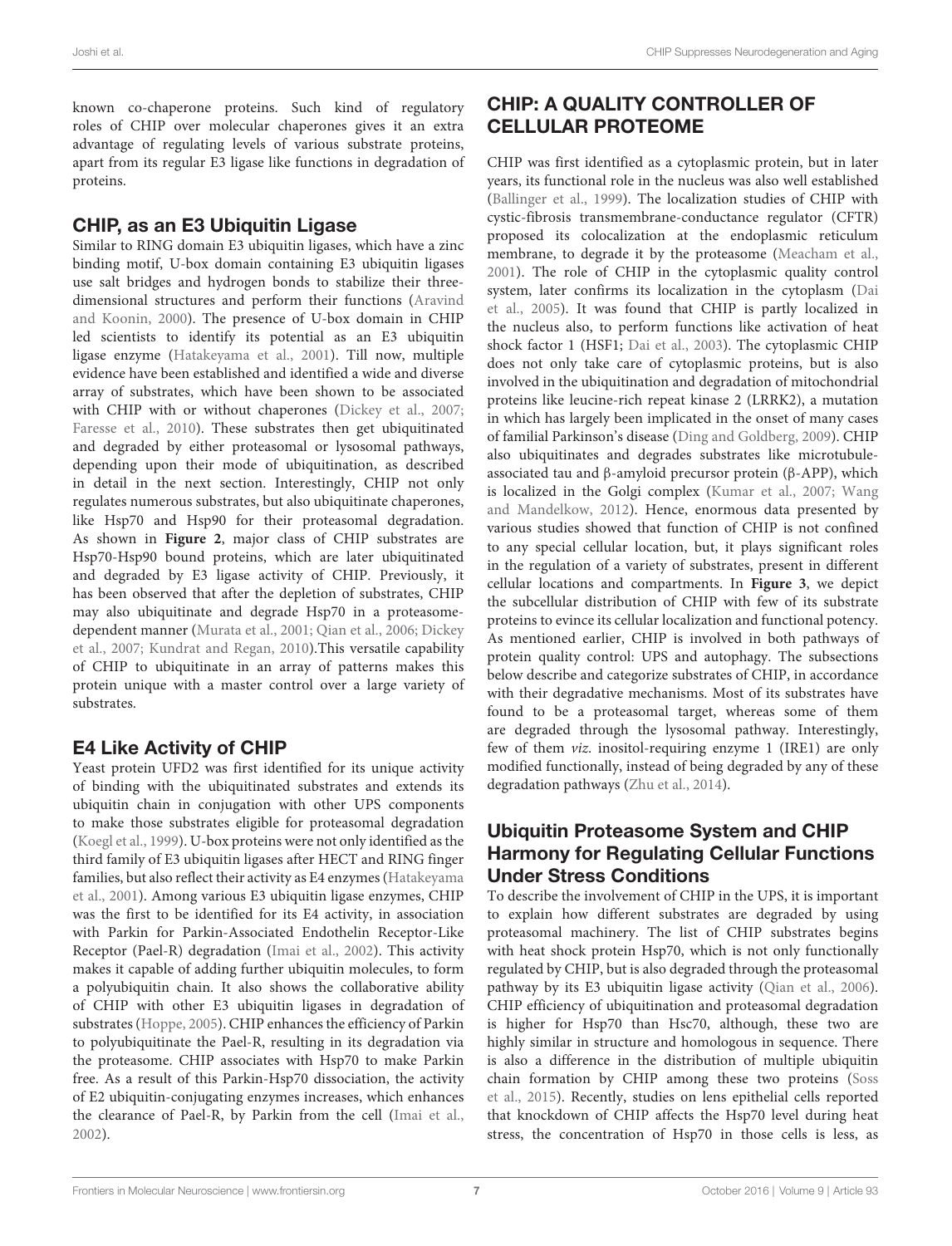known co-chaperone proteins. Such kind of regulatory roles of CHIP over molecular chaperones gives it an extra advantage of regulating levels of various substrate proteins, apart from its regular E3 ligase like functions in degradation of proteins.

### CHIP, as an E3 Ubiquitin Ligase

Similar to RING domain E3 ubiquitin ligases, which have a zinc binding motif, U-box domain containing E3 ubiquitin ligases use salt bridges and hydrogen bonds to stabilize their three-dimensional structures and perform their functions (Aravind and Koonin, 2000). The presence of U-box domain in CHIP led scientists to identify its potential as an E3 ubiquitin ligase enzyme (Hatakeyama et al., 2001). Till now, multiple evidence have been established and identified a wide and diverse array of substrates, which have been shown to be associated with CHIP with or without chaperones (Dickey et al., 2007; Faresse et al., 2010). These substrates then get ubiquitinated and degraded by either proteasomal or lysosomal pathways, depending upon their mode of ubiquitination, as described in detail in the next section. Interestingly, CHIP not only regulates numerous substrates, but also ubiquitinate chaperones, like Hsp70 and Hsp90 for their proteasomal degradation. As shown in **Figure 2**, major class of CHIP substrates are Hsp70-Hsp90 bound proteins, which are later ubiquitinated and degraded by E3 ligase activity of CHIP. Previously, it has been observed that after the depletion of substrates, CHIP may also ubiquitinate and degrade Hsp70 in a proteasome-dependent manner (Murata et al., 2001; Qian et al., 2006; Dickey et al., 2007; Kundrat and Regan, 2010).This versatile capability of CHIP to ubiquitinate in an array of patterns makes this protein unique with a master control over a large variety of substrates.

### E4 Like Activity of CHIP

Yeast protein UFD2 was first identified for its unique activity of binding with the ubiquitinated substrates and extends its ubiquitin chain in conjugation with other UPS components to make those substrates eligible for proteasomal degradation (Koegl et al., 1999). U-box proteins were not only identified as the third family of E3 ubiquitin ligases after HECT and RING finger families, but also reflect their activity as E4 enzymes (Hatakeyama et al., 2001). Among various E3 ubiquitin ligase enzymes, CHIP was the first to be identified for its E4 activity, in association with Parkin for Parkin-Associated Endothelin Receptor-Like Receptor (Pael-R) degradation (Imai et al., 2002). This activity makes it capable of adding further ubiquitin molecules, to form a polyubiquitin chain. It also shows the collaborative ability of CHIP with other E3 ubiquitin ligases in degradation of substrates (Hoppe, 2005). CHIP enhances the efficiency of Parkin to polyubiquitinate the Pael-R, resulting in its degradation via the proteasome. CHIP associates with Hsp70 to make Parkin free. As a result of this Parkin-Hsp70 dissociation, the activity of E2 ubiquitin-conjugating enzymes increases, which enhances the clearance of Pael-R, by Parkin from the cell (Imai et al., 2002).

## CHIP: A QUALITY CONTROLLER OF CELLULAR PROTEOME

CHIP was first identified as a cytoplasmic protein, but in later years, its functional role in the nucleus was also well established (Ballinger et al., 1999). The localization studies of CHIP with cystic-fibrosis transmembrane-conductance regulator (CFTR) proposed its colocalization at the endoplasmic reticulum membrane, to degrade it by the proteasome (Meacham et al., 2001). The role of CHIP in the cytoplasmic quality control system, later confirms its localization in the cytoplasm (Dai et al., 2005). It was found that CHIP is partly localized in the nucleus also, to perform functions like activation of heat shock factor 1 (HSF1; Dai et al., 2003). The cytoplasmic CHIP does not only take care of cytoplasmic proteins, but is also involved in the ubiquitination and degradation of mitochondrial proteins like leucine-rich repeat kinase 2 (LRRK2), a mutation in which has largely been implicated in the onset of many cases of familial Parkinson's disease (Ding and Goldberg, 2009). CHIP also ubiquitinates and degrades substrates like microtubule-associated tau and β-amyloid precursor protein (β-APP), which is localized in the Golgi complex (Kumar et al., 2007; Wang and Mandelkow, 2012). Hence, enormous data presented by various studies showed that function of CHIP is not confined to any special cellular location, but, it plays significant roles in the regulation of a variety of substrates, present in different cellular locations and compartments. In **Figure 3**, we depict the subcellular distribution of CHIP with few of its substrate proteins to evince its cellular localization and functional potency. As mentioned earlier, CHIP is involved in both pathways of protein quality control: UPS and autophagy. The subsections below describe and categorize substrates of CHIP, in accordance with their degradative mechanisms. Most of its substrates have found to be a proteasomal target, whereas some of them are degraded through the lysosomal pathway. Interestingly, few of them *viz.* inositol-requiring enzyme 1 (IRE1) are only modified functionally, instead of being degraded by any of these degradation pathways (Zhu et al., 2014).

### Ubiquitin Proteasome System and CHIP Harmony for Regulating Cellular Functions Under Stress Conditions

To describe the involvement of CHIP in the UPS, it is important to explain how different substrates are degraded by using proteasomal machinery. The list of CHIP substrates begins with heat shock protein Hsp70, which is not only functionally regulated by CHIP, but is also degraded through the proteasomal pathway by its E3 ubiquitin ligase activity (Qian et al., 2006). CHIP efficiency of ubiquitination and proteasomal degradation is higher for Hsp70 than Hsc70, although, these two are highly similar in structure and homologous in sequence. There is also a difference in the distribution of multiple ubiquitin chain formation by CHIP among these two proteins (Soss et al., 2015). Recently, studies on lens epithelial cells reported that knockdown of CHIP affects the Hsp70 level during heat stress, the concentration of Hsp70 in those cells is less, as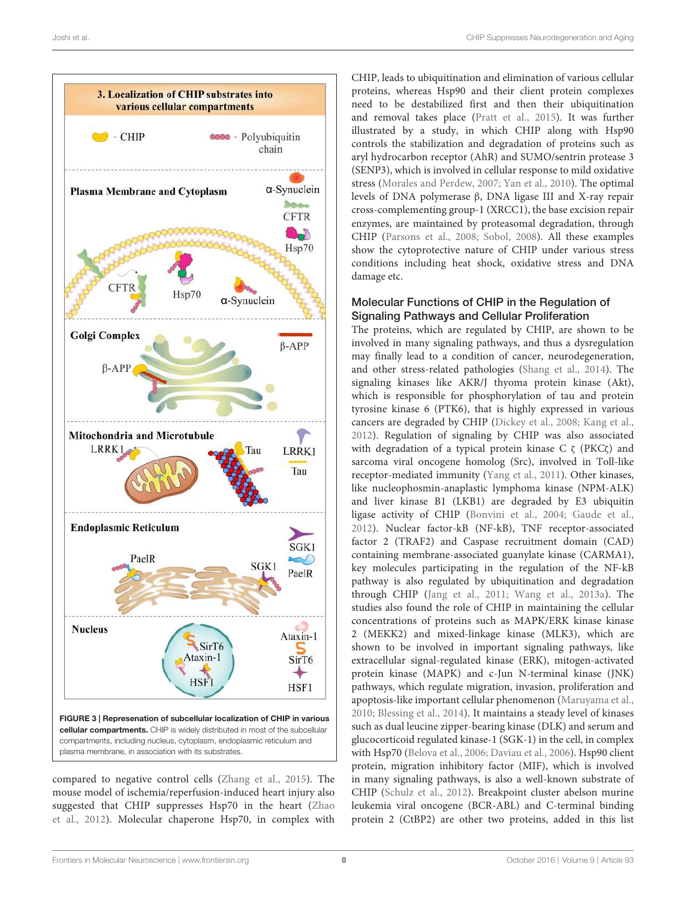**FIGURE 3 | Represenation of subcellular localization of CHIP in various cellular compartments.** CHIP is widely distributed in most of the subcellular compartments, including nucleus, cytoplasm, endoplasmic reticulum and plasma membrane, in association with its substrates.

compared to negative control cells (Zhang et al., 2015). The mouse model of ischemia/reperfusion-induced heart injury also suggested that CHIP suppresses Hsp70 in the heart (Zhao et al., 2012). Molecular chaperone Hsp70, in complex with CHIP, leads to ubiquitination and elimination of various cellular proteins, whereas Hsp90 and their client protein complexes need to be destabilized first and then their ubiquitination and removal takes place (Pratt et al., 2015). It was further illustrated by a study, in which CHIP along with Hsp90 controls the stabilization and degradation of proteins such as aryl hydrocarbon receptor (AhR) and SUMO/sentrin protease 3 (SENP3), which is involved in cellular response to mild oxidative stress (Morales and Perdew, 2007; Yan et al., 2010). The optimal levels of DNA polymerase β, DNA ligase III and X-ray repair cross-complementing group-1 (XRCC1), the base excision repair enzymes, are maintained by proteasomal degradation, through CHIP (Parsons et al., 2008; Sobol, 2008). All these examples show the cytoprotective nature of CHIP under various stress conditions including heat shock, oxidative stress and DNA damage etc.

### Molecular Functions of CHIP in the Regulation of Signaling Pathways and Cellular Proliferation

The proteins, which are regulated by CHIP, are shown to be involved in many signaling pathways, and thus a dysregulation may finally lead to a condition of cancer, neurodegeneration, and other stress-related pathologies (Shang et al., 2014). The signaling kinases like AKR/J thyoma protein kinase (Akt), which is responsible for phosphorylation of tau and protein tyrosine kinase 6 (PTK6), that is highly expressed in various cancers are degraded by CHIP (Dickey et al., 2008; Kang et al., 2012). Regulation of signaling by CHIP was also associated with degradation of a typical protein kinase C ζ (PKCζ) and sarcoma viral oncogene homolog (Src), involved in Toll-like receptor-mediated immunity (Yang et al., 2011). Other kinases, like nucleophosmin-anaplastic lymphoma kinase (NPM-ALK) and liver kinase B1 (LKB1) are degraded by E3 ubiquitin ligase activity of CHIP (Bonvini et al., 2004; Gaude et al., 2012). Nuclear factor-kB (NF-kB), TNF receptor-associated factor 2 (TRAF2) and Caspase recruitment domain (CAD) containing membrane-associated guanylate kinase (CARMA1), key molecules participating in the regulation of the NF-kB pathway is also regulated by ubiquitination and degradation through CHIP (Jang et al., 2011; Wang et al., 2013a). The studies also found the role of CHIP in maintaining the cellular concentrations of proteins such as MAPK/ERK kinase kinase 2 (MEKK2) and mixed-linkage kinase (MLK3), which are shown to be involved in important signaling pathways, like extracellular signal-regulated kinase (ERK), mitogen-activated protein kinase (MAPK) and c-Jun N-terminal kinase (JNK) pathways, which regulate migration, invasion, proliferation and apoptosis-like important cellular phenomenon (Maruyama et al., 2010; Blessing et al., 2014). It maintains a steady level of kinases such as dual leucine zipper-bearing kinase (DLK) and serum and glucocorticoid regulated kinase-1 (SGK-1) in the cell, in complex with Hsp70 (Belova et al., 2006; Daviau et al., 2006). Hsp90 client protein, migration inhibitory factor (MIF), which is involved in many signaling pathways, is also a well-known substrate of CHIP (Schulz et al., 2012). Breakpoint cluster abelson murine leukemia viral oncogene (BCR-ABL) and C-terminal binding protein 2 (CtBP2) are other two proteins, added in this list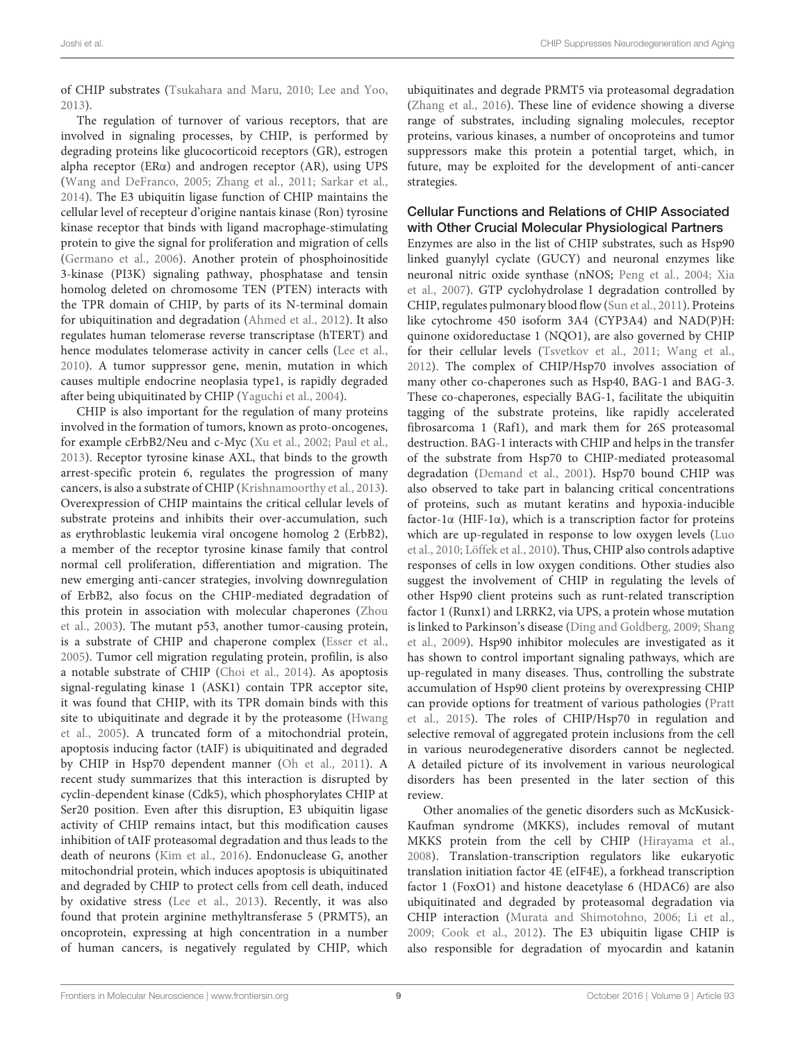of CHIP substrates (Tsukahara and Maru, 2010; Lee and Yoo, 2013).

The regulation of turnover of various receptors, that are involved in signaling processes, by CHIP, is performed by degrading proteins like glucocorticoid receptors (GR), estrogen alpha receptor (ERα) and androgen receptor (AR), using UPS (Wang and DeFranco, 2005; Zhang et al., 2011; Sarkar et al., 2014). The E3 ubiquitin ligase function of CHIP maintains the cellular level of recepteur d'origine nantais kinase (Ron) tyrosine kinase receptor that binds with ligand macrophage-stimulating protein to give the signal for proliferation and migration of cells (Germano et al., 2006). Another protein of phosphoinositide 3-kinase (PI3K) signaling pathway, phosphatase and tensin homolog deleted on chromosome TEN (PTEN) interacts with the TPR domain of CHIP, by parts of its N-terminal domain for ubiquitination and degradation (Ahmed et al., 2012). It also regulates human telomerase reverse transcriptase (hTERT) and hence modulates telomerase activity in cancer cells (Lee et al., 2010). A tumor suppressor gene, menin, mutation in which causes multiple endocrine neoplasia type1, is rapidly degraded after being ubiquitinated by CHIP (Yaguchi et al., 2004).

CHIP is also important for the regulation of many proteins involved in the formation of tumors, known as proto-oncogenes, for example cErbB2/Neu and c-Myc (Xu et al., 2002; Paul et al., 2013). Receptor tyrosine kinase AXL, that binds to the growth arrest-specific protein 6, regulates the progression of many cancers, is also a substrate of CHIP (Krishnamoorthy et al., 2013). Overexpression of CHIP maintains the critical cellular levels of substrate proteins and inhibits their over-accumulation, such as erythroblastic leukemia viral oncogene homolog 2 (ErbB2), a member of the receptor tyrosine kinase family that control normal cell proliferation, differentiation and migration. The new emerging anti-cancer strategies, involving downregulation of ErbB2, also focus on the CHIP-mediated degradation of this protein in association with molecular chaperones (Zhou et al., 2003). The mutant p53, another tumor-causing protein, is a substrate of CHIP and chaperone complex (Esser et al., 2005). Tumor cell migration regulating protein, profilin, is also a notable substrate of CHIP (Choi et al., 2014). As apoptosis signal-regulating kinase 1 (ASK1) contain TPR acceptor site, it was found that CHIP, with its TPR domain binds with this site to ubiquitinate and degrade it by the proteasome (Hwang et al., 2005). A truncated form of a mitochondrial protein, apoptosis inducing factor (tAIF) is ubiquitinated and degraded by CHIP in Hsp70 dependent manner (Oh et al., 2011). A recent study summarizes that this interaction is disrupted by cyclin-dependent kinase (Cdk5), which phosphorylates CHIP at Ser20 position. Even after this disruption, E3 ubiquitin ligase activity of CHIP remains intact, but this modification causes inhibition of tAIF proteasomal degradation and thus leads to the death of neurons (Kim et al., 2016). Endonuclease G, another mitochondrial protein, which induces apoptosis is ubiquitinated and degraded by CHIP to protect cells from cell death, induced by oxidative stress (Lee et al., 2013). Recently, it was also found that protein arginine methyltransferase 5 (PRMT5), an oncoprotein, expressing at high concentration in a number of human cancers, is negatively regulated by CHIP, which ubiquitinates and degrade PRMT5 via proteasomal degradation (Zhang et al., 2016). These line of evidence showing a diverse range of substrates, including signaling molecules, receptor proteins, various kinases, a number of oncoproteins and tumor suppressors make this protein a potential target, which, in future, may be exploited for the development of anti-cancer strategies.

### Cellular Functions and Relations of CHIP Associated with Other Crucial Molecular Physiological Partners

Enzymes are also in the list of CHIP substrates, such as Hsp90 linked guanylyl cyclate (GUCY) and neuronal enzymes like neuronal nitric oxide synthase (nNOS; Peng et al., 2004; Xia et al., 2007). GTP cyclohydrolase I degradation controlled by CHIP, regulates pulmonary blood flow (Sun et al., 2011). Proteins like cytochrome 450 isoform 3A4 (CYP3A4) and NAD(P)H: quinone oxidoreductase 1 (NQO1), are also governed by CHIP for their cellular levels (Tsvetkov et al., 2011; Wang et al., 2012). The complex of CHIP/Hsp70 involves association of many other co-chaperones such as Hsp40, BAG-1 and BAG-3. These co-chaperones, especially BAG-1, facilitate the ubiquitin tagging of the substrate proteins, like rapidly accelerated fibrosarcoma 1 (Raf1), and mark them for 26S proteasomal destruction. BAG-1 interacts with CHIP and helps in the transfer of the substrate from Hsp70 to CHIP-mediated proteasomal degradation (Demand et al., 2001). Hsp70 bound CHIP was also observed to take part in balancing critical concentrations of proteins, such as mutant keratins and hypoxia-inducible factor-1α (HIF-1α), which is a transcription factor for proteins which are up-regulated in response to low oxygen levels (Luo et al., 2010; Löffek et al., 2010). Thus, CHIP also controls adaptive responses of cells in low oxygen conditions. Other studies also suggest the involvement of CHIP in regulating the levels of other Hsp90 client proteins such as runt-related transcription factor 1 (Runx1) and LRRK2, via UPS, a protein whose mutation is linked to Parkinson's disease (Ding and Goldberg, 2009; Shang et al., 2009). Hsp90 inhibitor molecules are investigated as it has shown to control important signaling pathways, which are up-regulated in many diseases. Thus, controlling the substrate accumulation of Hsp90 client proteins by overexpressing CHIP can provide options for treatment of various pathologies (Pratt et al., 2015). The roles of CHIP/Hsp70 in regulation and selective removal of aggregated protein inclusions from the cell in various neurodegenerative disorders cannot be neglected. A detailed picture of its involvement in various neurological disorders has been presented in the later section of this review.

Other anomalies of the genetic disorders such as McKusick-Kaufman syndrome (MKKS), includes removal of mutant MKKS protein from the cell by CHIP (Hirayama et al., 2008). Translation-transcription regulators like eukaryotic translation initiation factor 4E (eIF4E), a forkhead transcription factor 1 (FoxO1) and histone deacetylase 6 (HDAC6) are also ubiquitinated and degraded by proteasomal degradation via CHIP interaction (Murata and Shimotohno, 2006; Li et al., 2009; Cook et al., 2012). The E3 ubiquitin ligase CHIP is also responsible for degradation of myocardin and katanin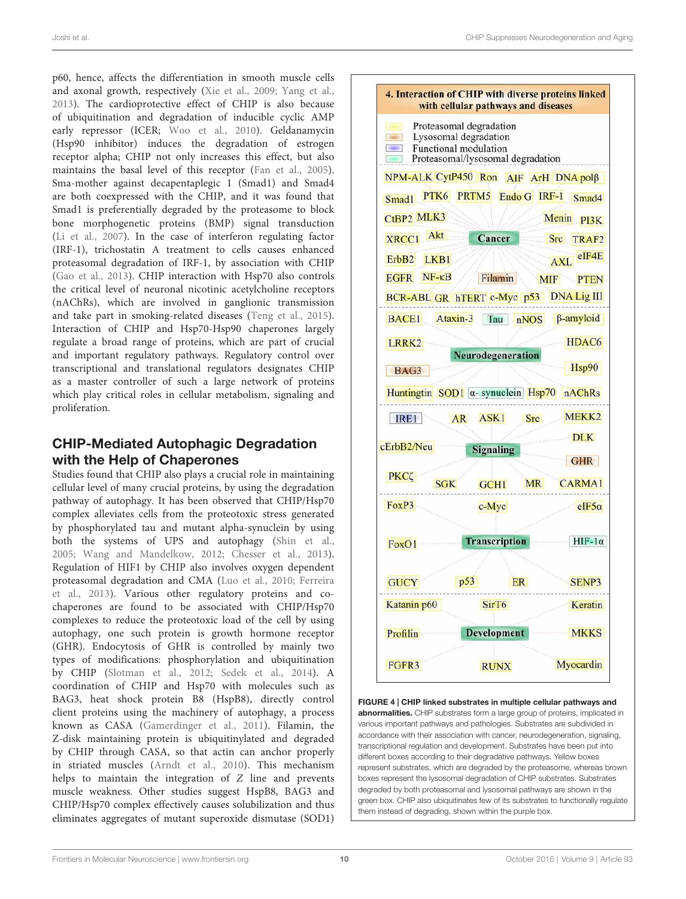p60, hence, affects the differentiation in smooth muscle cells and axonal growth, respectively (Xie et al., 2009; Yang et al., 2013). The cardioprotective effect of CHIP is also because of ubiquitination and degradation of inducible cyclic AMP early repressor (ICER; Woo et al., 2010). Geldanamycin (Hsp90 inhibitor) induces the degradation of estrogen receptor alpha; CHIP not only increases this effect, but also maintains the basal level of this receptor (Fan et al., 2005). Sma-mother against decapentaplegic 1 (Smad1) and Smad4 are both coexpressed with the CHIP, and it was found that Smad1 is preferentially degraded by the proteasome to block bone morphogenetic proteins (BMP) signal transduction (Li et al., 2007). In the case of interferon regulating factor (IRF-1), trichostatin A treatment to cells causes enhanced proteasomal degradation of IRF-1, by association with CHIP (Gao et al., 2013). CHIP interaction with Hsp70 also controls the critical level of neuronal nicotinic acetylcholine receptors (nAChRs), which are involved in ganglionic transmission and take part in smoking-related diseases (Teng et al., 2015). Interaction of CHIP and Hsp70-Hsp90 chaperones largely regulate a broad range of proteins, which are part of crucial and important regulatory pathways. Regulatory control over transcriptional and translational regulators designates CHIP as a master controller of such a large network of proteins which play critical roles in cellular metabolism, signaling and proliferation.

## CHIP-Mediated Autophagic Degradation with the Help of Chaperones

Studies found that CHIP also plays a crucial role in maintaining cellular level of many crucial proteins, by using the degradation pathway of autophagy. It has been observed that CHIP/Hsp70 complex alleviates cells from the proteotoxic stress generated by phosphorylated tau and mutant alpha-synuclein by using both the systems of UPS and autophagy (Shin et al., 2005; Wang and Mandelkow, 2012; Chesser et al., 2013). Regulation of HIF1 by CHIP also involves oxygen dependent proteasomal degradation and CMA (Luo et al., 2010; Ferreira et al., 2013). Various other regulatory proteins and co-chaperones are found to be associated with CHIP/Hsp70 complexes to reduce the proteotoxic load of the cell by using autophagy, one such protein is growth hormone receptor (GHR). Endocytosis of GHR is controlled by mainly two types of modifications: phosphorylation and ubiquitination by CHIP (Slotman et al., 2012; Sedek et al., 2014). A coordination of CHIP and Hsp70 with molecules such as BAG3, heat shock protein B8 (HspB8), directly control client proteins using the machinery of autophagy, a process known as CASA (Gamerdinger et al., 2011). Filamin, the Z-disk maintaining protein is ubiquitinylated and degraded by CHIP through CASA, so that actin can anchor properly in striated muscles (Arndt et al., 2010). This mechanism helps to maintain the integration of Z line and prevents muscle weakness. Other studies suggest HspB8, BAG3 and CHIP/Hsp70 complex effectively causes solubilization and thus eliminates aggregates of mutant superoxide dismutase (SOD1)

**4. Interaction of CHIP with diverse proteins linked with cellular pathways and diseases**

Legend: Proteasomal degradation; Lysosomal degradation; Functional modulation; Proteasomal/lysosomal degradation

**Cancer**: NPM-ALK, CytP450, Ron, AIF, ArH, DNA polβ, Smad1, PTK6, PRTM5, Endo G, IRF-1, Smad4, CtBP2, MLK3, Menin, PI3K, XRCC1, Akt, Src, TRAF2, ErbB2, LKB1, AXL, eIF4E, EGFR, NF-κB, Filamin, MIF, PTEN, BCR-ABL, GR, hTERT, c-Myc, p53, DNA Lig III

**Neurodegeneration**: BACE1, Ataxin-3, Tau, nNOS, β-amyloid, LRRK2, HDAC6, BAG3, Hsp90, Huntingtin, SOD1, α- synuclein, Hsp70, nAChRs

**Signaling**: IRE1, AR, ASK1, Src, MEKK2, DLK, cErbB2/Neu, GHR, PKCζ, SGK, GCH1, MR, CARMA1

**Transcription**: FoxP3, c-Myc, eIF5α, FoxO1, HIF-1α, GUCY, p53, ER, SENP3

**Development**: Katanin p60, SirT6, Keratin, Profilin, MKKS, FGFR3, RUNX, Myocardin

**FIGURE 4 | CHIP linked substrates in multiple cellular pathways and abnormalities.** CHIP substrates form a large group of proteins, implicated in various important pathways and pathologies. Substrates are subdivided in accordance with their association with cancer, neurodegeneration, signaling, transcriptional regulation and development. Substrates have been put into different boxes according to their degradative pathways. Yellow boxes represent substrates, which are degraded by the proteasome, whereas brown boxes represent the lysosomal degradation of CHIP substrates. Substrates degraded by both proteasomal and lysosomal pathways are shown in the green box. CHIP also ubiquitinates few of its substrates to functionally regulate them instead of degrading, shown within the purple box.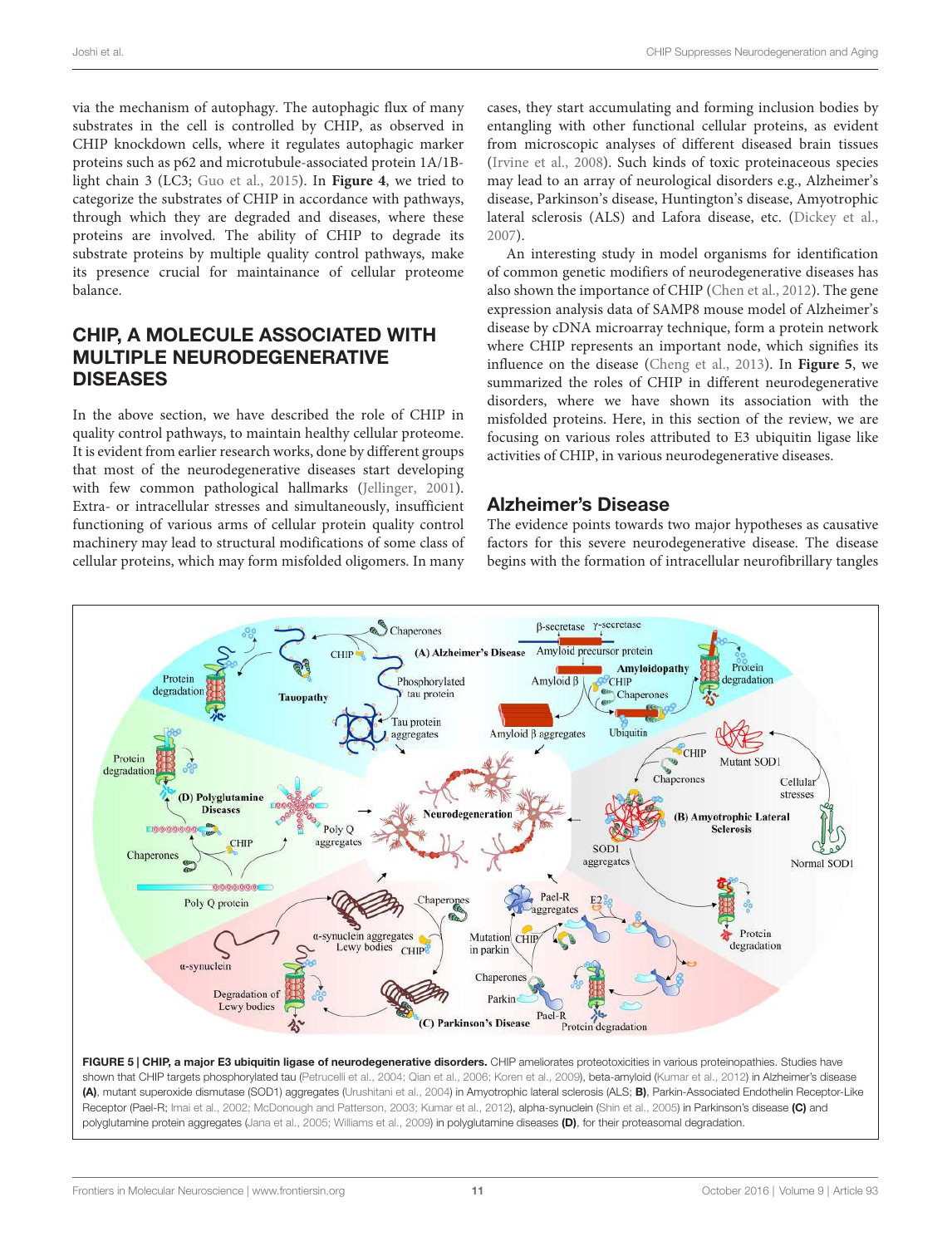via the mechanism of autophagy. The autophagic flux of many substrates in the cell is controlled by CHIP, as observed in CHIP knockdown cells, where it regulates autophagic marker proteins such as p62 and microtubule-associated protein 1A/1B-light chain 3 (LC3; Guo et al., 2015). In **Figure 4**, we tried to categorize the substrates of CHIP in accordance with pathways, through which they are degraded and diseases, where these proteins are involved. The ability of CHIP to degrade its substrate proteins by multiple quality control pathways, make its presence crucial for maintainance of cellular proteome balance.

## CHIP, A MOLECULE ASSOCIATED WITH MULTIPLE NEURODEGENERATIVE DISEASES

In the above section, we have described the role of CHIP in quality control pathways, to maintain healthy cellular proteome. It is evident from earlier research works, done by different groups that most of the neurodegenerative diseases start developing with few common pathological hallmarks (Jellinger, 2001). Extra- or intracellular stresses and simultaneously, insufficient functioning of various arms of cellular protein quality control machinery may lead to structural modifications of some class of cellular proteins, which may form misfolded oligomers. In many cases, they start accumulating and forming inclusion bodies by entangling with other functional cellular proteins, as evident from microscopic analyses of different diseased brain tissues (Irvine et al., 2008). Such kinds of toxic proteinaceous species may lead to an array of neurological disorders e.g., Alzheimer's disease, Parkinson's disease, Huntington's disease, Amyotrophic lateral sclerosis (ALS) and Lafora disease, etc. (Dickey et al., 2007).

An interesting study in model organisms for identification of common genetic modifiers of neurodegenerative diseases has also shown the importance of CHIP (Chen et al., 2012). The gene expression analysis data of SAMP8 mouse model of Alzheimer's disease by cDNA microarray technique, form a protein network where CHIP represents an important node, which signifies its influence on the disease (Cheng et al., 2013). In **Figure 5**, we summarized the roles of CHIP in different neurodegenerative disorders, where we have shown its association with the misfolded proteins. Here, in this section of the review, we are focusing on various roles attributed to E3 ubiquitin ligase like activities of CHIP, in various neurodegenerative diseases.

### Alzheimer's Disease

The evidence points towards two major hypotheses as causative factors for this severe neurodegenerative disease. The disease begins with the formation of intracellular neurofibrillary tangles

**FIGURE 5 | CHIP, a major E3 ubiquitin ligase of neurodegenerative disorders.** CHIP ameliorates proteotoxicities in various proteinopathies. Studies have shown that CHIP targets phosphorylated tau (Petrucelli et al., 2004; Qian et al., 2006; Koren et al., 2009), beta-amyloid (Kumar et al., 2012) in Alzheimer's disease **(A)**, mutant superoxide dismutase (SOD1) aggregates (Urushitani et al., 2004) in Amyotrophic lateral sclerosis (ALS; **B)**, Parkin-Associated Endothelin Receptor-Like Receptor (Pael-R; Imai et al., 2002; McDonough and Patterson, 2003; Kumar et al., 2012), alpha-synuclein (Shin et al., 2005) in Parkinson's disease **(C)** and polyglutamine protein aggregates (Jana et al., 2005; Williams et al., 2009) in polyglutamine diseases **(D)**, for their proteasomal degradation.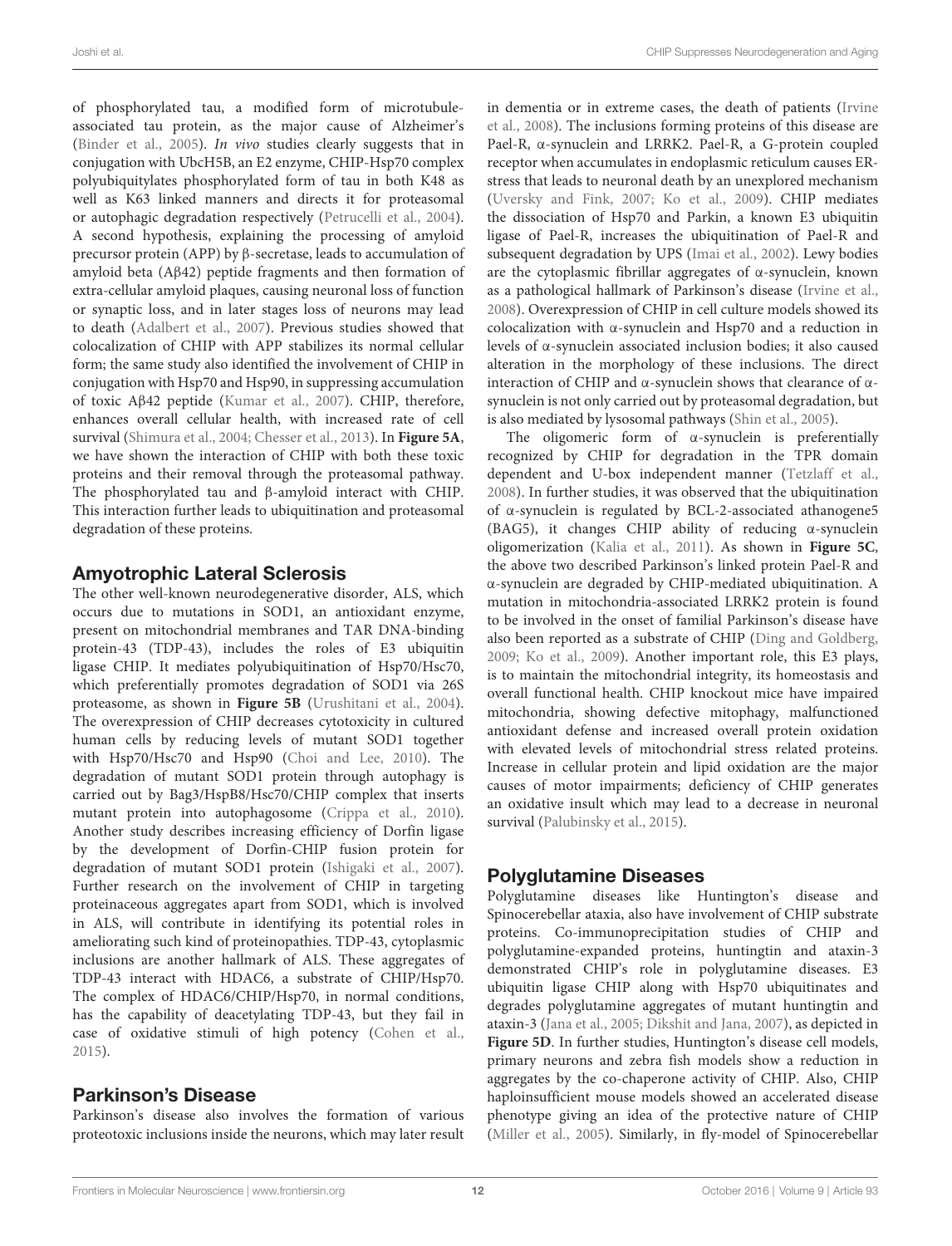of phosphorylated tau, a modified form of microtubule-associated tau protein, as the major cause of Alzheimer's (Binder et al., 2005). *In vivo* studies clearly suggests that in conjugation with UbcH5B, an E2 enzyme, CHIP-Hsp70 complex polyubiquitylates phosphorylated form of tau in both K48 as well as K63 linked manners and directs it for proteasomal or autophagic degradation respectively (Petrucelli et al., 2004). A second hypothesis, explaining the processing of amyloid precursor protein (APP) by β-secretase, leads to accumulation of amyloid beta (Aβ42) peptide fragments and then formation of extra-cellular amyloid plaques, causing neuronal loss of function or synaptic loss, and in later stages loss of neurons may lead to death (Adalbert et al., 2007). Previous studies showed that colocalization of CHIP with APP stabilizes its normal cellular form; the same study also identified the involvement of CHIP in conjugation with Hsp70 and Hsp90, in suppressing accumulation of toxic Aβ42 peptide (Kumar et al., 2007). CHIP, therefore, enhances overall cellular health, with increased rate of cell survival (Shimura et al., 2004; Chesser et al., 2013). In **Figure 5A**, we have shown the interaction of CHIP with both these toxic proteins and their removal through the proteasomal pathway. The phosphorylated tau and β-amyloid interact with CHIP. This interaction further leads to ubiquitination and proteasomal degradation of these proteins.

## Amyotrophic Lateral Sclerosis

The other well-known neurodegenerative disorder, ALS, which occurs due to mutations in SOD1, an antioxidant enzyme, present on mitochondrial membranes and TAR DNA-binding protein-43 (TDP-43), includes the roles of E3 ubiquitin ligase CHIP. It mediates polyubiquitination of Hsp70/Hsc70, which preferentially promotes degradation of SOD1 via 26S proteasome, as shown in **Figure 5B** (Urushitani et al., 2004). The overexpression of CHIP decreases cytotoxicity in cultured human cells by reducing levels of mutant SOD1 together with Hsp70/Hsc70 and Hsp90 (Choi and Lee, 2010). The degradation of mutant SOD1 protein through autophagy is carried out by Bag3/HspB8/Hsc70/CHIP complex that inserts mutant protein into autophagosome (Crippa et al., 2010). Another study describes increasing efficiency of Dorfin ligase by the development of Dorfin-CHIP fusion protein for degradation of mutant SOD1 protein (Ishigaki et al., 2007). Further research on the involvement of CHIP in targeting proteinaceous aggregates apart from SOD1, which is involved in ALS, will contribute in identifying its potential roles in ameliorating such kind of proteinopathies. TDP-43, cytoplasmic inclusions are another hallmark of ALS. These aggregates of TDP-43 interact with HDAC6, a substrate of CHIP/Hsp70. The complex of HDAC6/CHIP/Hsp70, in normal conditions, has the capability of deacetylating TDP-43, but they fail in case of oxidative stimuli of high potency (Cohen et al., 2015).

## Parkinson's Disease

Parkinson's disease also involves the formation of various proteotoxic inclusions inside the neurons, which may later result in dementia or in extreme cases, the death of patients (Irvine et al., 2008). The inclusions forming proteins of this disease are Pael-R, α-synuclein and LRRK2. Pael-R, a G-protein coupled receptor when accumulates in endoplasmic reticulum causes ER-stress that leads to neuronal death by an unexplored mechanism (Uversky and Fink, 2007; Ko et al., 2009). CHIP mediates the dissociation of Hsp70 and Parkin, a known E3 ubiquitin ligase of Pael-R, increases the ubiquitination of Pael-R and subsequent degradation by UPS (Imai et al., 2002). Lewy bodies are the cytoplasmic fibrillar aggregates of α-synuclein, known as a pathological hallmark of Parkinson's disease (Irvine et al., 2008). Overexpression of CHIP in cell culture models showed its colocalization with α-synuclein and Hsp70 and a reduction in levels of α-synuclein associated inclusion bodies; it also caused alteration in the morphology of these inclusions. The direct interaction of CHIP and α-synuclein shows that clearance of α-synuclein is not only carried out by proteasomal degradation, but is also mediated by lysosomal pathways (Shin et al., 2005).

The oligomeric form of α-synuclein is preferentially recognized by CHIP for degradation in the TPR domain dependent and U-box independent manner (Tetzlaff et al., 2008). In further studies, it was observed that the ubiquitination of α-synuclein is regulated by BCL-2-associated athanogene5 (BAG5), it changes CHIP ability of reducing α-synuclein oligomerization (Kalia et al., 2011). As shown in **Figure 5C**, the above two described Parkinson's linked protein Pael-R and α-synuclein are degraded by CHIP-mediated ubiquitination. A mutation in mitochondria-associated LRRK2 protein is found to be involved in the onset of familial Parkinson's disease have also been reported as a substrate of CHIP (Ding and Goldberg, 2009; Ko et al., 2009). Another important role, this E3 plays, is to maintain the mitochondrial integrity, its homeostasis and overall functional health. CHIP knockout mice have impaired mitochondria, showing defective mitophagy, malfunctioned antioxidant defense and increased overall protein oxidation with elevated levels of mitochondrial stress related proteins. Increase in cellular protein and lipid oxidation are the major causes of motor impairments; deficiency of CHIP generates an oxidative insult which may lead to a decrease in neuronal survival (Palubinsky et al., 2015).

## Polyglutamine Diseases

Polyglutamine diseases like Huntington's disease and Spinocerebellar ataxia, also have involvement of CHIP substrate proteins. Co-immunoprecipitation studies of CHIP and polyglutamine-expanded proteins, huntingtin and ataxin-3 demonstrated CHIP's role in polyglutamine diseases. E3 ubiquitin ligase CHIP along with Hsp70 ubiquitinates and degrades polyglutamine aggregates of mutant huntingtin and ataxin-3 (Jana et al., 2005; Dikshit and Jana, 2007), as depicted in **Figure 5D**. In further studies, Huntington's disease cell models, primary neurons and zebra fish models show a reduction in aggregates by the co-chaperone activity of CHIP. Also, CHIP haploinsufficient mouse models showed an accelerated disease phenotype giving an idea of the protective nature of CHIP (Miller et al., 2005). Similarly, in fly-model of Spinocerebellar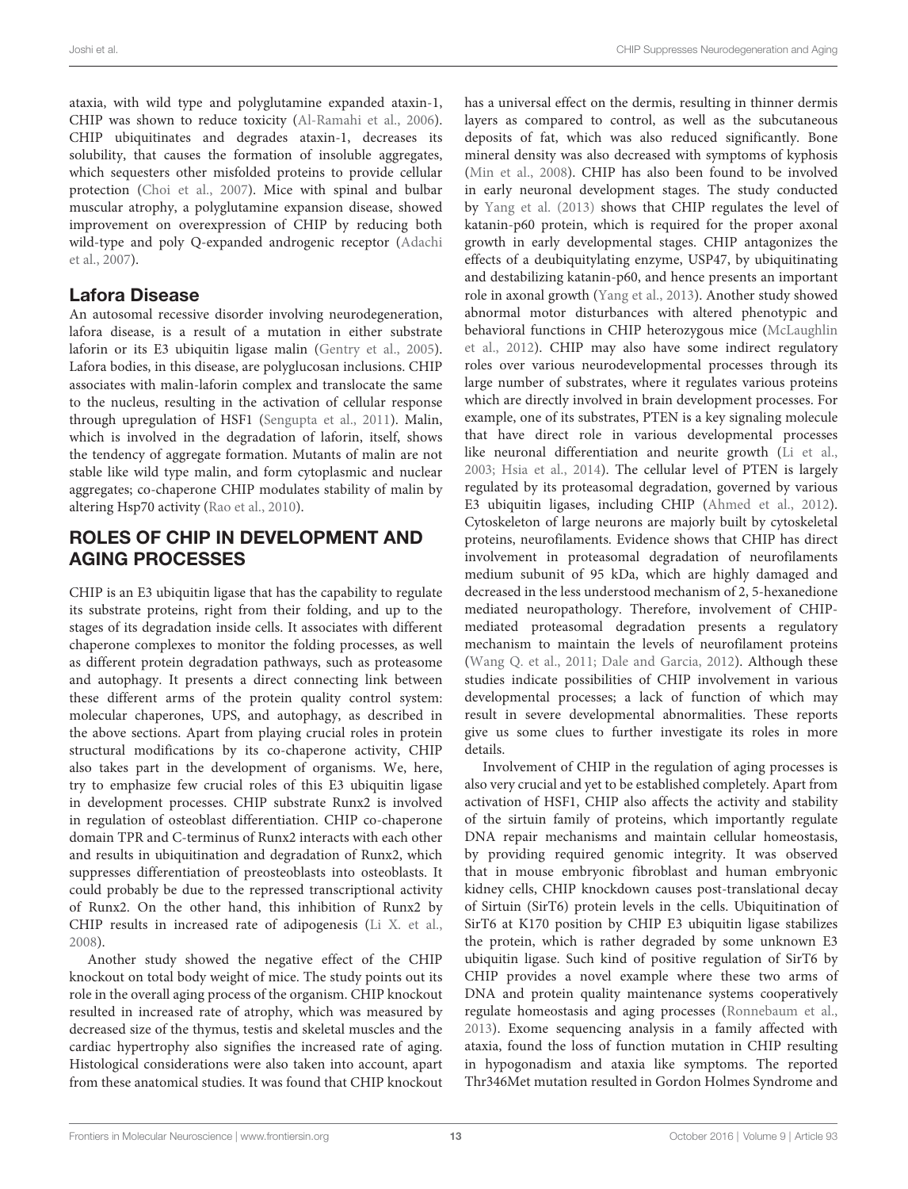ataxia, with wild type and polyglutamine expanded ataxin-1, CHIP was shown to reduce toxicity (Al-Ramahi et al., 2006). CHIP ubiquitinates and degrades ataxin-1, decreases its solubility, that causes the formation of insoluble aggregates, which sequesters other misfolded proteins to provide cellular protection (Choi et al., 2007). Mice with spinal and bulbar muscular atrophy, a polyglutamine expansion disease, showed improvement on overexpression of CHIP by reducing both wild-type and poly Q-expanded androgenic receptor (Adachi et al., 2007).

### Lafora Disease

An autosomal recessive disorder involving neurodegeneration, lafora disease, is a result of a mutation in either substrate laforin or its E3 ubiquitin ligase malin (Gentry et al., 2005). Lafora bodies, in this disease, are polyglucosan inclusions. CHIP associates with malin-laforin complex and translocate the same to the nucleus, resulting in the activation of cellular response through upregulation of HSF1 (Sengupta et al., 2011). Malin, which is involved in the degradation of laforin, itself, shows the tendency of aggregate formation. Mutants of malin are not stable like wild type malin, and form cytoplasmic and nuclear aggregates; co-chaperone CHIP modulates stability of malin by altering Hsp70 activity (Rao et al., 2010).

## ROLES OF CHIP IN DEVELOPMENT AND AGING PROCESSES

CHIP is an E3 ubiquitin ligase that has the capability to regulate its substrate proteins, right from their folding, and up to the stages of its degradation inside cells. It associates with different chaperone complexes to monitor the folding processes, as well as different protein degradation pathways, such as proteasome and autophagy. It presents a direct connecting link between these different arms of the protein quality control system: molecular chaperones, UPS, and autophagy, as described in the above sections. Apart from playing crucial roles in protein structural modifications by its co-chaperone activity, CHIP also takes part in the development of organisms. We, here, try to emphasize few crucial roles of this E3 ubiquitin ligase in development processes. CHIP substrate Runx2 is involved in regulation of osteoblast differentiation. CHIP co-chaperone domain TPR and C-terminus of Runx2 interacts with each other and results in ubiquitination and degradation of Runx2, which suppresses differentiation of preosteoblasts into osteoblasts. It could probably be due to the repressed transcriptional activity of Runx2. On the other hand, this inhibition of Runx2 by CHIP results in increased rate of adipogenesis (Li X. et al., 2008).

Another study showed the negative effect of the CHIP knockout on total body weight of mice. The study points out its role in the overall aging process of the organism. CHIP knockout resulted in increased rate of atrophy, which was measured by decreased size of the thymus, testis and skeletal muscles and the cardiac hypertrophy also signifies the increased rate of aging. Histological considerations were also taken into account, apart from these anatomical studies. It was found that CHIP knockout has a universal effect on the dermis, resulting in thinner dermis layers as compared to control, as well as the subcutaneous deposits of fat, which was also reduced significantly. Bone mineral density was also decreased with symptoms of kyphosis (Min et al., 2008). CHIP has also been found to be involved in early neuronal development stages. The study conducted by Yang et al. (2013) shows that CHIP regulates the level of katanin-p60 protein, which is required for the proper axonal growth in early developmental stages. CHIP antagonizes the effects of a deubiquitylating enzyme, USP47, by ubiquitinating and destabilizing katanin-p60, and hence presents an important role in axonal growth (Yang et al., 2013). Another study showed abnormal motor disturbances with altered phenotypic and behavioral functions in CHIP heterozygous mice (McLaughlin et al., 2012). CHIP may also have some indirect regulatory roles over various neurodevelopmental processes through its large number of substrates, where it regulates various proteins which are directly involved in brain development processes. For example, one of its substrates, PTEN is a key signaling molecule that have direct role in various developmental processes like neuronal differentiation and neurite growth (Li et al., 2003; Hsia et al., 2014). The cellular level of PTEN is largely regulated by its proteasomal degradation, governed by various E3 ubiquitin ligases, including CHIP (Ahmed et al., 2012). Cytoskeleton of large neurons are majorly built by cytoskeletal proteins, neurofilaments. Evidence shows that CHIP has direct involvement in proteasomal degradation of neurofilaments medium subunit of 95 kDa, which are highly damaged and decreased in the less understood mechanism of 2, 5-hexanedione mediated neuropathology. Therefore, involvement of CHIP-mediated proteasomal degradation presents a regulatory mechanism to maintain the levels of neurofilament proteins (Wang Q. et al., 2011; Dale and Garcia, 2012). Although these studies indicate possibilities of CHIP involvement in various developmental processes; a lack of function of which may result in severe developmental abnormalities. These reports give us some clues to further investigate its roles in more details.

Involvement of CHIP in the regulation of aging processes is also very crucial and yet to be established completely. Apart from activation of HSF1, CHIP also affects the activity and stability of the sirtuin family of proteins, which importantly regulate DNA repair mechanisms and maintain cellular homeostasis, by providing required genomic integrity. It was observed that in mouse embryonic fibroblast and human embryonic kidney cells, CHIP knockdown causes post-translational decay of Sirtuin (SirT6) protein levels in the cells. Ubiquitination of SirT6 at K170 position by CHIP E3 ubiquitin ligase stabilizes the protein, which is rather degraded by some unknown E3 ubiquitin ligase. Such kind of positive regulation of SirT6 by CHIP provides a novel example where these two arms of DNA and protein quality maintenance systems cooperatively regulate homeostasis and aging processes (Ronnebaum et al., 2013). Exome sequencing analysis in a family affected with ataxia, found the loss of function mutation in CHIP resulting in hypogonadism and ataxia like symptoms. The reported Thr346Met mutation resulted in Gordon Holmes Syndrome and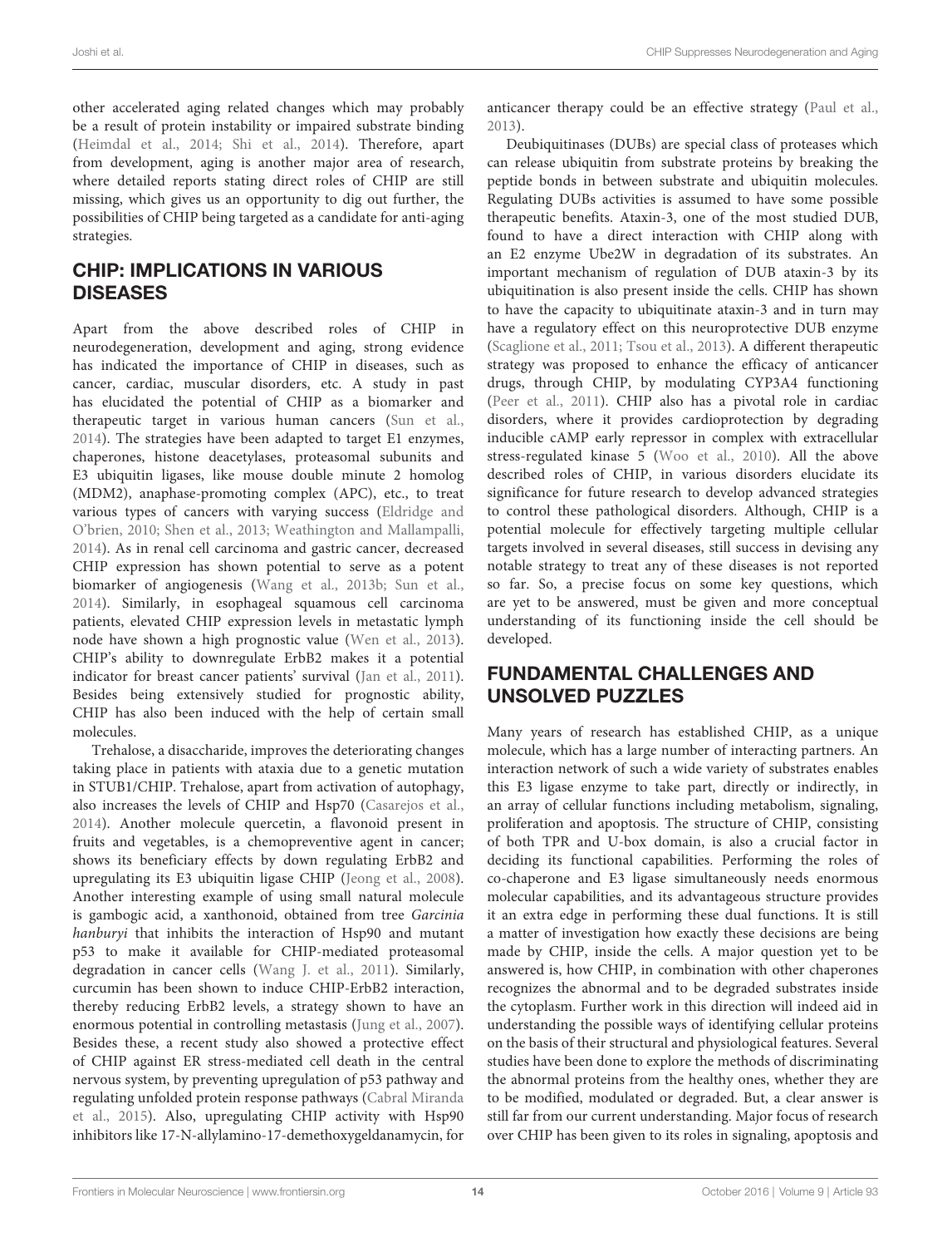other accelerated aging related changes which may probably be a result of protein instability or impaired substrate binding (Heimdal et al., 2014; Shi et al., 2014). Therefore, apart from development, aging is another major area of research, where detailed reports stating direct roles of CHIP are still missing, which gives us an opportunity to dig out further, the possibilities of CHIP being targeted as a candidate for anti-aging strategies.

## CHIP: IMPLICATIONS IN VARIOUS DISEASES

Apart from the above described roles of CHIP in neurodegeneration, development and aging, strong evidence has indicated the importance of CHIP in diseases, such as cancer, cardiac, muscular disorders, etc. A study in past has elucidated the potential of CHIP as a biomarker and therapeutic target in various human cancers (Sun et al., 2014). The strategies have been adapted to target E1 enzymes, chaperones, histone deacetylases, proteasomal subunits and E3 ubiquitin ligases, like mouse double minute 2 homolog (MDM2), anaphase-promoting complex (APC), etc., to treat various types of cancers with varying success (Eldridge and O'brien, 2010; Shen et al., 2013; Weathington and Mallampalli, 2014). As in renal cell carcinoma and gastric cancer, decreased CHIP expression has shown potential to serve as a potent biomarker of angiogenesis (Wang et al., 2013b; Sun et al., 2014). Similarly, in esophageal squamous cell carcinoma patients, elevated CHIP expression levels in metastatic lymph node have shown a high prognostic value (Wen et al., 2013). CHIP's ability to downregulate ErbB2 makes it a potential indicator for breast cancer patients' survival (Jan et al., 2011). Besides being extensively studied for prognostic ability, CHIP has also been induced with the help of certain small molecules.

Trehalose, a disaccharide, improves the deteriorating changes taking place in patients with ataxia due to a genetic mutation in STUB1/CHIP. Trehalose, apart from activation of autophagy, also increases the levels of CHIP and Hsp70 (Casarejos et al., 2014). Another molecule quercetin, a flavonoid present in fruits and vegetables, is a chemopreventive agent in cancer; shows its beneficiary effects by down regulating ErbB2 and upregulating its E3 ubiquitin ligase CHIP (Jeong et al., 2008). Another interesting example of using small natural molecule is gambogic acid, a xanthonoid, obtained from tree *Garcinia hanburyi* that inhibits the interaction of Hsp90 and mutant p53 to make it available for CHIP-mediated proteasomal degradation in cancer cells (Wang J. et al., 2011). Similarly, curcumin has been shown to induce CHIP-ErbB2 interaction, thereby reducing ErbB2 levels, a strategy shown to have an enormous potential in controlling metastasis (Jung et al., 2007). Besides these, a recent study also showed a protective effect of CHIP against ER stress-mediated cell death in the central nervous system, by preventing upregulation of p53 pathway and regulating unfolded protein response pathways (Cabral Miranda et al., 2015). Also, upregulating CHIP activity with Hsp90 inhibitors like 17-N-allylamino-17-demethoxygeldanamycin, for anticancer therapy could be an effective strategy (Paul et al., 2013).

Deubiquitinases (DUBs) are special class of proteases which can release ubiquitin from substrate proteins by breaking the peptide bonds in between substrate and ubiquitin molecules. Regulating DUBs activities is assumed to have some possible therapeutic benefits. Ataxin-3, one of the most studied DUB, found to have a direct interaction with CHIP along with an E2 enzyme Ube2W in degradation of its substrates. An important mechanism of regulation of DUB ataxin-3 by its ubiquitination is also present inside the cells. CHIP has shown to have the capacity to ubiquitinate ataxin-3 and in turn may have a regulatory effect on this neuroprotective DUB enzyme (Scaglione et al., 2011; Tsou et al., 2013). A different therapeutic strategy was proposed to enhance the efficacy of anticancer drugs, through CHIP, by modulating CYP3A4 functioning (Peer et al., 2011). CHIP also has a pivotal role in cardiac disorders, where it provides cardioprotection by degrading inducible cAMP early repressor in complex with extracellular stress-regulated kinase 5 (Woo et al., 2010). All the above described roles of CHIP, in various disorders elucidate its significance for future research to develop advanced strategies to control these pathological disorders. Although, CHIP is a potential molecule for effectively targeting multiple cellular targets involved in several diseases, still success in devising any notable strategy to treat any of these diseases is not reported so far. So, a precise focus on some key questions, which are yet to be answered, must be given and more conceptual understanding of its functioning inside the cell should be developed.

## FUNDAMENTAL CHALLENGES AND UNSOLVED PUZZLES

Many years of research has established CHIP, as a unique molecule, which has a large number of interacting partners. An interaction network of such a wide variety of substrates enables this E3 ligase enzyme to take part, directly or indirectly, in an array of cellular functions including metabolism, signaling, proliferation and apoptosis. The structure of CHIP, consisting of both TPR and U-box domain, is also a crucial factor in deciding its functional capabilities. Performing the roles of co-chaperone and E3 ligase simultaneously needs enormous molecular capabilities, and its advantageous structure provides it an extra edge in performing these dual functions. It is still a matter of investigation how exactly these decisions are being made by CHIP, inside the cells. A major question yet to be answered is, how CHIP, in combination with other chaperones recognizes the abnormal and to be degraded substrates inside the cytoplasm. Further work in this direction will indeed aid in understanding the possible ways of identifying cellular proteins on the basis of their structural and physiological features. Several studies have been done to explore the methods of discriminating the abnormal proteins from the healthy ones, whether they are to be modified, modulated or degraded. But, a clear answer is still far from our current understanding. Major focus of research over CHIP has been given to its roles in signaling, apoptosis and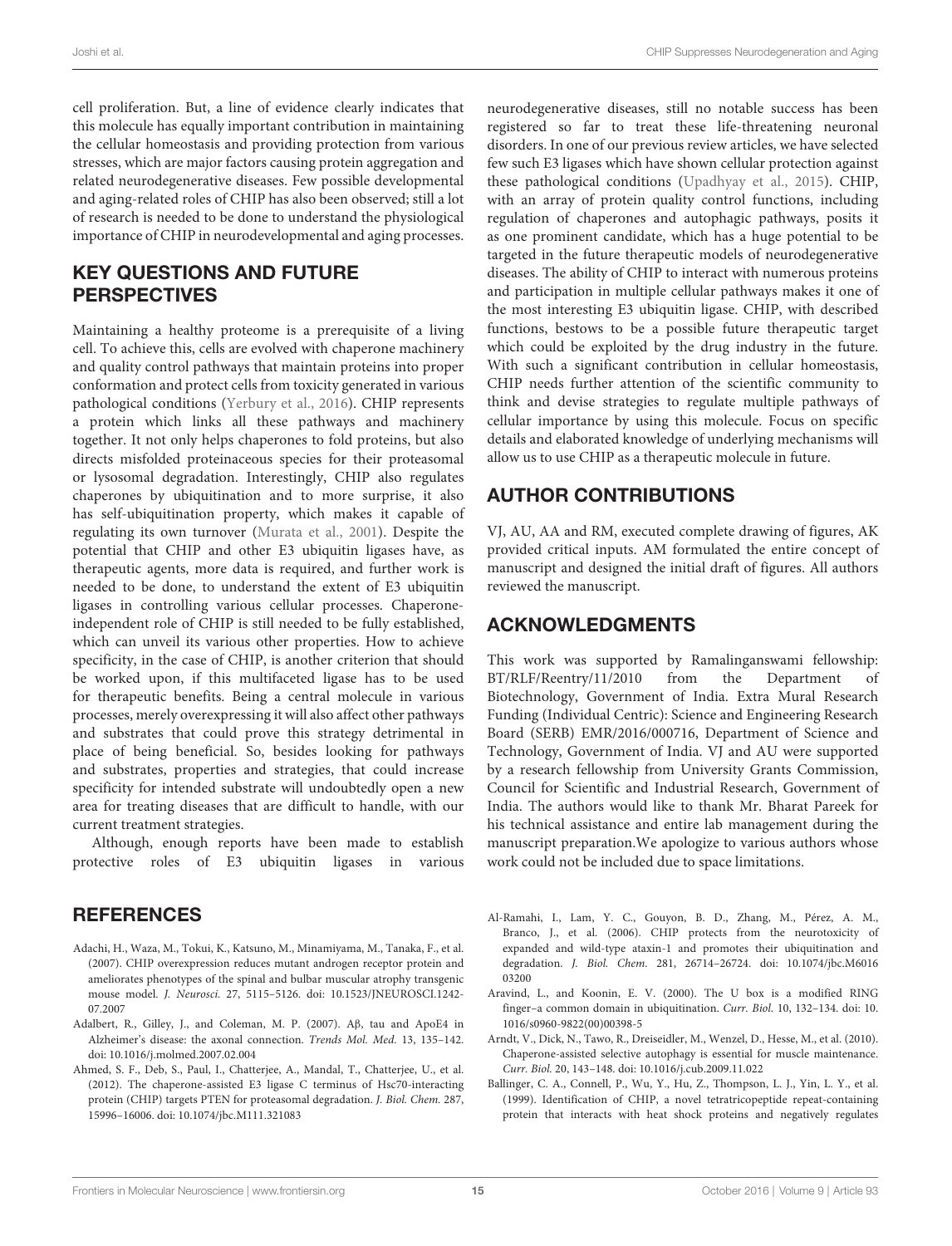cell proliferation. But, a line of evidence clearly indicates that this molecule has equally important contribution in maintaining the cellular homeostasis and providing protection from various stresses, which are major factors causing protein aggregation and related neurodegenerative diseases. Few possible developmental and aging-related roles of CHIP has also been observed; still a lot of research is needed to be done to understand the physiological importance of CHIP in neurodevelopmental and aging processes.

## KEY QUESTIONS AND FUTURE PERSPECTIVES

Maintaining a healthy proteome is a prerequisite of a living cell. To achieve this, cells are evolved with chaperone machinery and quality control pathways that maintain proteins into proper conformation and protect cells from toxicity generated in various pathological conditions (Yerbury et al., 2016). CHIP represents a protein which links all these pathways and machinery together. It not only helps chaperones to fold proteins, but also directs misfolded proteinaceous species for their proteasomal or lysosomal degradation. Interestingly, CHIP also regulates chaperones by ubiquitination and to more surprise, it also has self-ubiquitination property, which makes it capable of regulating its own turnover (Murata et al., 2001). Despite the potential that CHIP and other E3 ubiquitin ligases have, as therapeutic agents, more data is required, and further work is needed to be done, to understand the extent of E3 ubiquitin ligases in controlling various cellular processes. Chaperone-independent role of CHIP is still needed to be fully established, which can unveil its various other properties. How to achieve specificity, in the case of CHIP, is another criterion that should be worked upon, if this multifaceted ligase has to be used for therapeutic benefits. Being a central molecule in various processes, merely overexpressing it will also affect other pathways and substrates that could prove this strategy detrimental in place of being beneficial. So, besides looking for pathways and substrates, properties and strategies, that could increase specificity for intended substrate will undoubtedly open a new area for treating diseases that are difficult to handle, with our current treatment strategies.

Although, enough reports have been made to establish protective roles of E3 ubiquitin ligases in various neurodegenerative diseases, still no notable success has been registered so far to treat these life-threatening neuronal disorders. In one of our previous review articles, we have selected few such E3 ligases which have shown cellular protection against these pathological conditions (Upadhyay et al., 2015). CHIP, with an array of protein quality control functions, including regulation of chaperones and autophagic pathways, posits it as one prominent candidate, which has a huge potential to be targeted in the future therapeutic models of neurodegenerative diseases. The ability of CHIP to interact with numerous proteins and participation in multiple cellular pathways makes it one of the most interesting E3 ubiquitin ligase. CHIP, with described functions, bestows to be a possible future therapeutic target which could be exploited by the drug industry in the future. With such a significant contribution in cellular homeostasis, CHIP needs further attention of the scientific community to think and devise strategies to regulate multiple pathways of cellular importance by using this molecule. Focus on specific details and elaborated knowledge of underlying mechanisms will allow us to use CHIP as a therapeutic molecule in future.

## AUTHOR CONTRIBUTIONS

VJ, AU, AA and RM, executed complete drawing of figures, AK provided critical inputs. AM formulated the entire concept of manuscript and designed the initial draft of figures. All authors reviewed the manuscript.

## ACKNOWLEDGMENTS

This work was supported by Ramalinganswami fellowship: BT/RLF/Reentry/11/2010 from the Department of Biotechnology, Government of India. Extra Mural Research Funding (Individual Centric): Science and Engineering Research Board (SERB) EMR/2016/000716, Department of Science and Technology, Government of India. VJ and AU were supported by a research fellowship from University Grants Commission, Council for Scientific and Industrial Research, Government of India. The authors would like to thank Mr. Bharat Pareek for his technical assistance and entire lab management during the manuscript preparation.We apologize to various authors whose work could not be included due to space limitations.

## REFERENCES

Adachi, H., Waza, M., Tokui, K., Katsuno, M., Minamiyama, M., Tanaka, F., et al. (2007). CHIP overexpression reduces mutant androgen receptor protein and ameliorates phenotypes of the spinal and bulbar muscular atrophy transgenic mouse model. *J. Neurosci.* 27, 5115–5126. doi: 10.1523/JNEUROSCI.1242-07.2007

Adalbert, R., Gilley, J., and Coleman, M. P. (2007). Aβ, tau and ApoE4 in Alzheimer's disease: the axonal connection. *Trends Mol. Med.* 13, 135–142. doi: 10.1016/j.molmed.2007.02.004

Ahmed, S. F., Deb, S., Paul, I., Chatterjee, A., Mandal, T., Chatterjee, U., et al. (2012). The chaperone-assisted E3 ligase C terminus of Hsc70-interacting protein (CHIP) targets PTEN for proteasomal degradation. *J. Biol. Chem.* 287, 15996–16006. doi: 10.1074/jbc.M111.321083

Al-Ramahi, I., Lam, Y. C., Gouyon, B. D., Zhang, M., Pérez, A. M., Branco, J., et al. (2006). CHIP protects from the neurotoxicity of expanded and wild-type ataxin-1 and promotes their ubiquitination and degradation. *J. Biol. Chem.* 281, 26714–26724. doi: 10.1074/jbc.M601603200

Aravind, L., and Koonin, E. V. (2000). The U box is a modified RING finger–a common domain in ubiquitination. *Curr. Biol.* 10, 132–134. doi: 10.1016/s0960-9822(00)00398-5

Arndt, V., Dick, N., Tawo, R., Dreiseidler, M., Wenzel, D., Hesse, M., et al. (2010). Chaperone-assisted selective autophagy is essential for muscle maintenance. *Curr. Biol.* 20, 143–148. doi: 10.1016/j.cub.2009.11.022

Ballinger, C. A., Connell, P., Wu, Y., Hu, Z., Thompson, L. J., Yin, L. Y., et al. (1999). Identification of CHIP, a novel tetratricopeptide repeat-containing protein that interacts with heat shock proteins and negatively regulates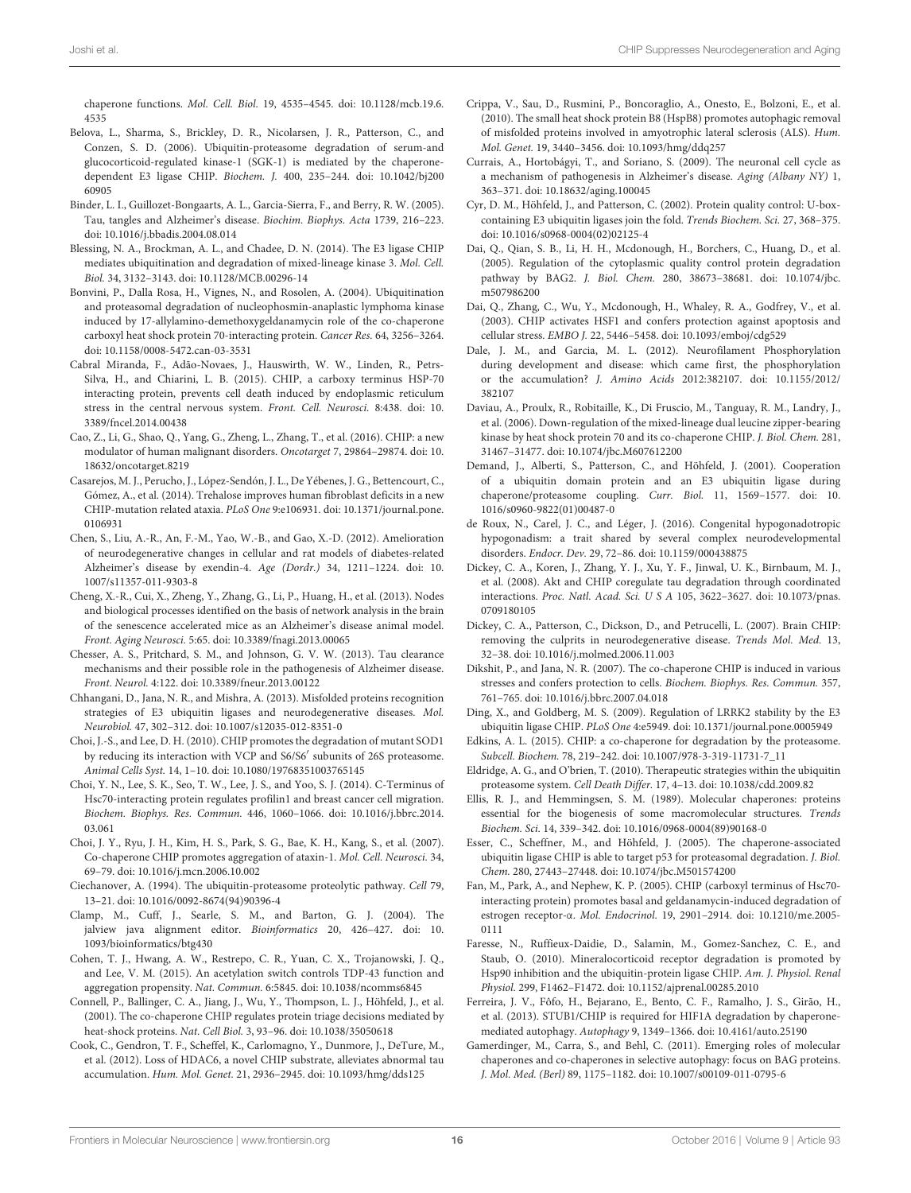chaperone functions. *Mol. Cell. Biol.* 19, 4535–4545. doi: 10.1128/mcb.19.6.4535

Belova, L., Sharma, S., Brickley, D. R., Nicolarsen, J. R., Patterson, C., and Conzen, S. D. (2006). Ubiquitin-proteasome degradation of serum-and glucocorticoid-regulated kinase-1 (SGK-1) is mediated by the chaperone-dependent E3 ligase CHIP. *Biochem. J.* 400, 235–244. doi: 10.1042/bj20060905

Binder, L. I., Guillozet-Bongaarts, A. L., Garcia-Sierra, F., and Berry, R. W. (2005). Tau, tangles and Alzheimer's disease. *Biochim. Biophys. Acta* 1739, 216–223. doi: 10.1016/j.bbadis.2004.08.014

Blessing, N. A., Brockman, A. L., and Chadee, D. N. (2014). The E3 ligase CHIP mediates ubiquitination and degradation of mixed-lineage kinase 3. *Mol. Cell. Biol.* 34, 3132–3143. doi: 10.1128/MCB.00296-14

Bonvini, P., Dalla Rosa, H., Vignes, N., and Rosolen, A. (2004). Ubiquitination and proteasomal degradation of nucleophosmin-anaplastic lymphoma kinase induced by 17-allylamino-demethoxygeldanamycin role of the co-chaperone carboxyl heat shock protein 70-interacting protein. *Cancer Res.* 64, 3256–3264. doi: 10.1158/0008-5472.can-03-3531

Cabral Miranda, F., Adão-Novaes, J., Hauswirth, W. W., Linden, R., Petrs-Silva, H., and Chiarini, L. B. (2015). CHIP, a carboxy terminus HSP-70 interacting protein, prevents cell death induced by endoplasmic reticulum stress in the central nervous system. *Front. Cell. Neurosci.* 8:438. doi: 10.3389/fncel.2014.00438

Cao, Z., Li, G., Shao, Q., Yang, G., Zheng, L., Zhang, T., et al. (2016). CHIP: a new modulator of human malignant disorders. *Oncotarget* 7, 29864–29874. doi: 10.18632/oncotarget.8219

Casarejos, M. J., Perucho, J., López-Sendón, J. L., De Yébenes, J. G., Bettencourt, C., Gómez, A., et al. (2014). Trehalose improves human fibroblast deficits in a new CHIP-mutation related ataxia. *PLoS One* 9:e106931. doi: 10.1371/journal.pone.0106931

Chen, S., Liu, A.-R., An, F.-M., Yao, W.-B., and Gao, X.-D. (2012). Amelioration of neurodegenerative changes in cellular and rat models of diabetes-related Alzheimer's disease by exendin-4. *Age (Dordr.)* 34, 1211–1224. doi: 10.1007/s11357-011-9303-8

Cheng, X.-R., Cui, X., Zheng, Y., Zhang, G., Li, P., Huang, H., et al. (2013). Nodes and biological processes identified on the basis of network analysis in the brain of the senescence accelerated mice as an Alzheimer's disease animal model. *Front. Aging Neurosci.* 5:65. doi: 10.3389/fnagi.2013.00065

Chesser, A. S., Pritchard, S. M., and Johnson, G. V. W. (2013). Tau clearance mechanisms and their possible role in the pathogenesis of Alzheimer disease. *Front. Neurol.* 4:122. doi: 10.3389/fneur.2013.00122

Chhangani, D., Jana, N. R., and Mishra, A. (2013). Misfolded proteins recognition strategies of E3 ubiquitin ligases and neurodegenerative diseases. *Mol. Neurobiol.* 47, 302–312. doi: 10.1007/s12035-012-8351-0

Choi, J.-S., and Lee, D. H. (2010). CHIP promotes the degradation of mutant SOD1 by reducing its interaction with VCP and S6/S6′ subunits of 26S proteasome. *Animal Cells Syst.* 14, 1–10. doi: 10.1080/19768351003765145

Choi, Y. N., Lee, S. K., Seo, T. W., Lee, J. S., and Yoo, S. J. (2014). C-Terminus of Hsc70-interacting protein regulates profilin1 and breast cancer cell migration. *Biochem. Biophys. Res. Commun.* 446, 1060–1066. doi: 10.1016/j.bbrc.2014.03.061

Choi, J. Y., Ryu, J. H., Kim, H. S., Park, S. G., Bae, K. H., Kang, S., et al. (2007). Co-chaperone CHIP promotes aggregation of ataxin-1. *Mol. Cell. Neurosci.* 34, 69–79. doi: 10.1016/j.mcn.2006.10.002

Ciechanover, A. (1994). The ubiquitin-proteasome proteolytic pathway. *Cell* 79, 13–21. doi: 10.1016/0092-8674(94)90396-4

Clamp, M., Cuff, J., Searle, S. M., and Barton, G. J. (2004). The jalview java alignment editor. *Bioinformatics* 20, 426–427. doi: 10.1093/bioinformatics/btg430

Cohen, T. J., Hwang, A. W., Restrepo, C. R., Yuan, C. X., Trojanowski, J. Q., and Lee, V. M. (2015). An acetylation switch controls TDP-43 function and aggregation propensity. *Nat. Commun.* 6:5845. doi: 10.1038/ncomms6845

Connell, P., Ballinger, C. A., Jiang, J., Wu, Y., Thompson, L. J., Höhfeld, J., et al. (2001). The co-chaperone CHIP regulates protein triage decisions mediated by heat-shock proteins. *Nat. Cell Biol.* 3, 93–96. doi: 10.1038/35050618

Cook, C., Gendron, T. F., Scheffel, K., Carlomagno, Y., Dunmore, J., DeTure, M., et al. (2012). Loss of HDAC6, a novel CHIP substrate, alleviates abnormal tau accumulation. *Hum. Mol. Genet.* 21, 2936–2945. doi: 10.1093/hmg/dds125

Crippa, V., Sau, D., Rusmini, P., Boncoraglio, A., Onesto, E., Bolzoni, E., et al. (2010). The small heat shock protein B8 (HspB8) promotes autophagic removal of misfolded proteins involved in amyotrophic lateral sclerosis (ALS). *Hum. Mol. Genet.* 19, 3440–3456. doi: 10.1093/hmg/ddq257

Currais, A., Hortobágyi, T., and Soriano, S. (2009). The neuronal cell cycle as a mechanism of pathogenesis in Alzheimer's disease. *Aging (Albany NY)* 1, 363–371. doi: 10.18632/aging.100045

Cyr, D. M., Höhfeld, J., and Patterson, C. (2002). Protein quality control: U-box-containing E3 ubiquitin ligases join the fold. *Trends Biochem. Sci.* 27, 368–375. doi: 10.1016/s0968-0004(02)02125-4

Dai, Q., Qian, S. B., Li, H. H., Mcdonough, H., Borchers, C., Huang, D., et al. (2005). Regulation of the cytoplasmic quality control protein degradation pathway by BAG2. *J. Biol. Chem.* 280, 38673–38681. doi: 10.1074/jbc.m507986200

Dai, Q., Zhang, C., Wu, Y., Mcdonough, H., Whaley, R. A., Godfrey, V., et al. (2003). CHIP activates HSF1 and confers protection against apoptosis and cellular stress. *EMBO J.* 22, 5446–5458. doi: 10.1093/emboj/cdg529

Dale, J. M., and Garcia, M. L. (2012). Neurofilament Phosphorylation during development and disease: which came first, the phosphorylation or the accumulation? *J. Amino Acids* 2012:382107. doi: 10.1155/2012/382107

Daviau, A., Proulx, R., Robitaille, K., Di Fruscio, M., Tanguay, R. M., Landry, J., et al. (2006). Down-regulation of the mixed-lineage dual leucine zipper-bearing kinase by heat shock protein 70 and its co-chaperone CHIP. *J. Biol. Chem.* 281, 31467–31477. doi: 10.1074/jbc.M607612200

Demand, J., Alberti, S., Patterson, C., and Höhfeld, J. (2001). Cooperation of a ubiquitin domain protein and an E3 ubiquitin ligase during chaperone/proteasome coupling. *Curr. Biol.* 11, 1569–1577. doi: 10.1016/s0960-9822(01)00487-0

de Roux, N., Carel, J. C., and Léger, J. (2016). Congenital hypogonadotropic hypogonadism: a trait shared by several complex neurodevelopmental disorders. *Endocr. Dev.* 29, 72–86. doi: 10.1159/000438875

Dickey, C. A., Koren, J., Zhang, Y. J., Xu, Y. F., Jinwal, U. K., Birnbaum, M. J., et al. (2008). Akt and CHIP coregulate tau degradation through coordinated interactions. *Proc. Natl. Acad. Sci. U S A* 105, 3622–3627. doi: 10.1073/pnas.0709180105

Dickey, C. A., Patterson, C., Dickson, D., and Petrucelli, L. (2007). Brain CHIP: removing the culprits in neurodegenerative disease. *Trends Mol. Med.* 13, 32–38. doi: 10.1016/j.molmed.2006.11.003

Dikshit, P., and Jana, N. R. (2007). The co-chaperone CHIP is induced in various stresses and confers protection to cells. *Biochem. Biophys. Res. Commun.* 357, 761–765. doi: 10.1016/j.bbrc.2007.04.018

Ding, X., and Goldberg, M. S. (2009). Regulation of LRRK2 stability by the E3 ubiquitin ligase CHIP. *PLoS One* 4:e5949. doi: 10.1371/journal.pone.0005949

Edkins, A. L. (2015). CHIP: a co-chaperone for degradation by the proteasome. *Subcell. Biochem.* 78, 219–242. doi: 10.1007/978-3-319-11731-7_11

Eldridge, A. G., and O'brien, T. (2010). Therapeutic strategies within the ubiquitin proteasome system. *Cell Death Differ.* 17, 4–13. doi: 10.1038/cdd.2009.82

Ellis, R. J., and Hemmingsen, S. M. (1989). Molecular chaperones: proteins essential for the biogenesis of some macromolecular structures. *Trends Biochem. Sci.* 14, 339–342. doi: 10.1016/0968-0004(89)90168-0

Esser, C., Scheffner, M., and Höhfeld, J. (2005). The chaperone-associated ubiquitin ligase CHIP is able to target p53 for proteasomal degradation. *J. Biol. Chem.* 280, 27443–27448. doi: 10.1074/jbc.M501574200

Fan, M., Park, A., and Nephew, K. P. (2005). CHIP (carboxyl terminus of Hsc70-interacting protein) promotes basal and geldanamycin-induced degradation of estrogen receptor-α. *Mol. Endocrinol.* 19, 2901–2914. doi: 10.1210/me.2005-0111

Faresse, N., Ruffieux-Daidie, D., Salamin, M., Gomez-Sanchez, C. E., and Staub, O. (2010). Mineralocorticoid receptor degradation is promoted by Hsp90 inhibition and the ubiquitin-protein ligase CHIP. *Am. J. Physiol. Renal Physiol.* 299, F1462–F1472. doi: 10.1152/ajprenal.00285.2010

Ferreira, J. V., Fôfo, H., Bejarano, E., Bento, C. F., Ramalho, J. S., Girão, H., et al. (2013). STUB1/CHIP is required for HIF1A degradation by chaperone-mediated autophagy. *Autophagy* 9, 1349–1366. doi: 10.4161/auto.25190

Gamerdinger, M., Carra, S., and Behl, C. (2011). Emerging roles of molecular chaperones and co-chaperones in selective autophagy: focus on BAG proteins. *J. Mol. Med. (Berl)* 89, 1175–1182. doi: 10.1007/s00109-011-0795-6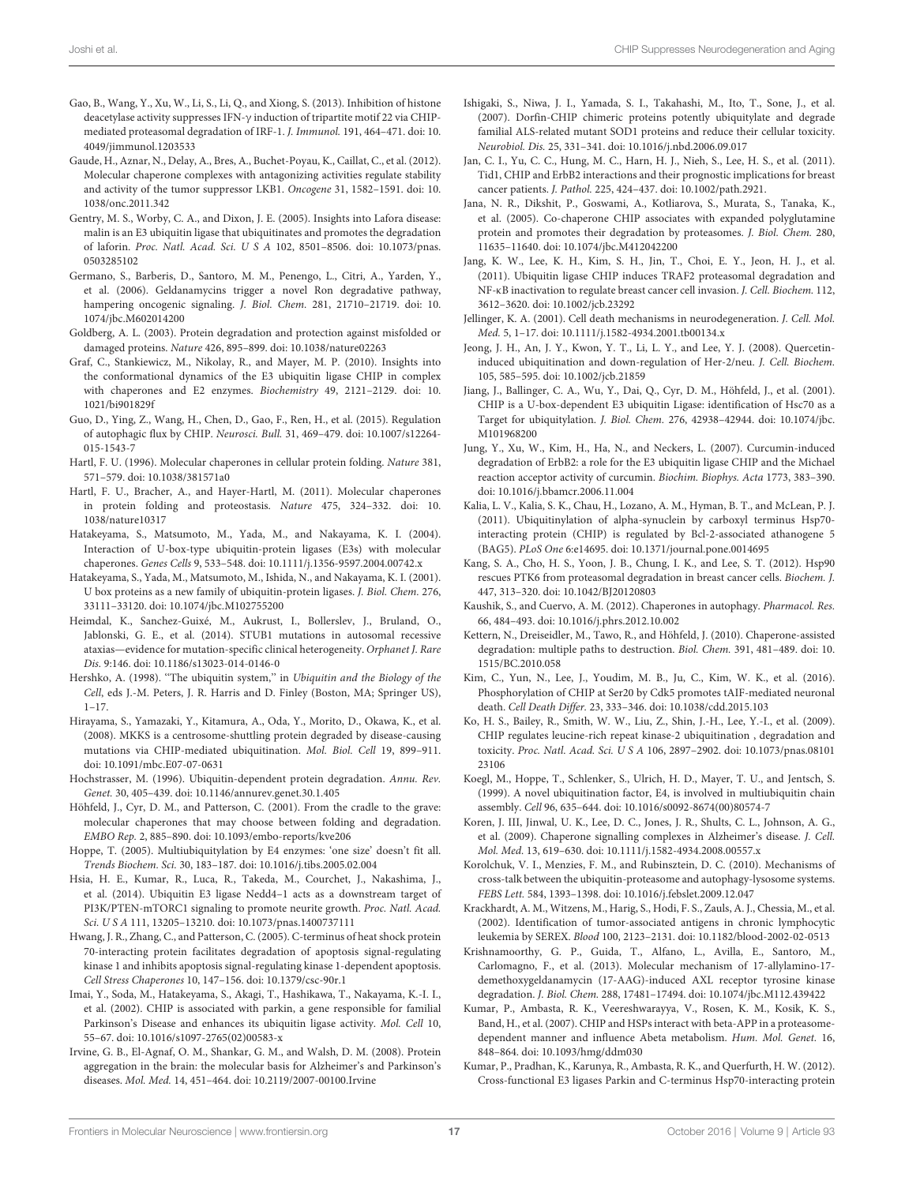Gao, B., Wang, Y., Xu, W., Li, S., Li, Q., and Xiong, S. (2013). Inhibition of histone deacetylase activity suppresses IFN-γ induction of tripartite motif 22 via CHIP-mediated proteasomal degradation of IRF-1. *J. Immunol.* 191, 464–471. doi: 10.4049/jimmunol.1203533

Gaude, H., Aznar, N., Delay, A., Bres, A., Buchet-Poyau, K., Caillat, C., et al. (2012). Molecular chaperone complexes with antagonizing activities regulate stability and activity of the tumor suppressor LKB1. *Oncogene* 31, 1582–1591. doi: 10.1038/onc.2011.342

Gentry, M. S., Worby, C. A., and Dixon, J. E. (2005). Insights into Lafora disease: malin is an E3 ubiquitin ligase that ubiquitinates and promotes the degradation of laforin. *Proc. Natl. Acad. Sci. U S A* 102, 8501–8506. doi: 10.1073/pnas.0503285102

Germano, S., Barberis, D., Santoro, M. M., Penengo, L., Citri, A., Yarden, Y., et al. (2006). Geldanamycins trigger a novel Ron degradative pathway, hampering oncogenic signaling. *J. Biol. Chem.* 281, 21710–21719. doi: 10.1074/jbc.M602014200

Goldberg, A. L. (2003). Protein degradation and protection against misfolded or damaged proteins. *Nature* 426, 895–899. doi: 10.1038/nature02263

Graf, C., Stankiewicz, M., Nikolay, R., and Mayer, M. P. (2010). Insights into the conformational dynamics of the E3 ubiquitin ligase CHIP in complex with chaperones and E2 enzymes. *Biochemistry* 49, 2121–2129. doi: 10.1021/bi901829f

Guo, D., Ying, Z., Wang, H., Chen, D., Gao, F., Ren, H., et al. (2015). Regulation of autophagic flux by CHIP. *Neurosci. Bull.* 31, 469–479. doi: 10.1007/s12264-015-1543-7

Hartl, F. U. (1996). Molecular chaperones in cellular protein folding. *Nature* 381, 571–579. doi: 10.1038/381571a0

Hartl, F. U., Bracher, A., and Hayer-Hartl, M. (2011). Molecular chaperones in protein folding and proteostasis. *Nature* 475, 324–332. doi: 10.1038/nature10317

Hatakeyama, S., Matsumoto, M., Yada, M., and Nakayama, K. I. (2004). Interaction of U-box-type ubiquitin-protein ligases (E3s) with molecular chaperones. *Genes Cells* 9, 533–548. doi: 10.1111/j.1356-9597.2004.00742.x

Hatakeyama, S., Yada, M., Matsumoto, M., Ishida, N., and Nakayama, K. I. (2001). U box proteins as a new family of ubiquitin-protein ligases. *J. Biol. Chem.* 276, 33111–33120. doi: 10.1074/jbc.M102755200

Heimdal, K., Sanchez-Guixé, M., Aukrust, I., Bollerslev, J., Bruland, O., Jablonski, G. E., et al. (2014). STUB1 mutations in autosomal recessive ataxias—evidence for mutation-specific clinical heterogeneity. *Orphanet J. Rare Dis.* 9:146. doi: 10.1186/s13023-014-0146-0

Hershko, A. (1998). "The ubiquitin system," in *Ubiquitin and the Biology of the Cell*, eds J.-M. Peters, J. R. Harris and D. Finley (Boston, MA; Springer US), 1–17.

Hirayama, S., Yamazaki, Y., Kitamura, A., Oda, Y., Morito, D., Okawa, K., et al. (2008). MKKS is a centrosome-shuttling protein degraded by disease-causing mutations via CHIP-mediated ubiquitination. *Mol. Biol. Cell* 19, 899–911. doi: 10.1091/mbc.E07-07-0631

Hochstrasser, M. (1996). Ubiquitin-dependent protein degradation. *Annu. Rev. Genet.* 30, 405–439. doi: 10.1146/annurev.genet.30.1.405

Höhfeld, J., Cyr, D. M., and Patterson, C. (2001). From the cradle to the grave: molecular chaperones that may choose between folding and degradation. *EMBO Rep.* 2, 885–890. doi: 10.1093/embo-reports/kve206

Hoppe, T. (2005). Multiubiquitylation by E4 enzymes: 'one size' doesn't fit all. *Trends Biochem. Sci.* 30, 183–187. doi: 10.1016/j.tibs.2005.02.004

Hsia, H. E., Kumar, R., Luca, R., Takeda, M., Courchet, J., Nakashima, J., et al. (2014). Ubiquitin E3 ligase Nedd4–1 acts as a downstream target of PI3K/PTEN-mTORC1 signaling to promote neurite growth. *Proc. Natl. Acad. Sci. U S A* 111, 13205–13210. doi: 10.1073/pnas.1400737111

Hwang, J. R., Zhang, C., and Patterson, C. (2005). C-terminus of heat shock protein 70-interacting protein facilitates degradation of apoptosis signal-regulating kinase 1 and inhibits apoptosis signal-regulating kinase 1-dependent apoptosis. *Cell Stress Chaperones* 10, 147–156. doi: 10.1379/csc-90r.1

Imai, Y., Soda, M., Hatakeyama, S., Akagi, T., Hashikawa, T., Nakayama, K.-I. I., et al. (2002). CHIP is associated with parkin, a gene responsible for familial Parkinson's Disease and enhances its ubiquitin ligase activity. *Mol. Cell* 10, 55–67. doi: 10.1016/s1097-2765(02)00583-x

Irvine, G. B., El-Agnaf, O. M., Shankar, G. M., and Walsh, D. M. (2008). Protein aggregation in the brain: the molecular basis for Alzheimer's and Parkinson's diseases. *Mol. Med.* 14, 451–464. doi: 10.2119/2007-00100.Irvine

Ishigaki, S., Niwa, J. I., Yamada, S. I., Takahashi, M., Ito, T., Sone, J., et al. (2007). Dorfin-CHIP chimeric proteins potently ubiquitylate and degrade familial ALS-related mutant SOD1 proteins and reduce their cellular toxicity. *Neurobiol. Dis.* 25, 331–341. doi: 10.1016/j.nbd.2006.09.017

Jan, C. I., Yu, C. C., Hung, M. C., Harn, H. J., Nieh, S., Lee, H. S., et al. (2011). Tid1, CHIP and ErbB2 interactions and their prognostic implications for breast cancer patients. *J. Pathol.* 225, 424–437. doi: 10.1002/path.2921.

Jana, N. R., Dikshit, P., Goswami, A., Kotliarova, S., Murata, S., Tanaka, K., et al. (2005). Co-chaperone CHIP associates with expanded polyglutamine protein and promotes their degradation by proteasomes. *J. Biol. Chem.* 280, 11635–11640. doi: 10.1074/jbc.M412042200

Jang, K. W., Lee, K. H., Kim, S. H., Jin, T., Choi, E. Y., Jeon, H. J., et al. (2011). Ubiquitin ligase CHIP induces TRAF2 proteasomal degradation and NF-κB inactivation to regulate breast cancer cell invasion. *J. Cell. Biochem.* 112, 3612–3620. doi: 10.1002/jcb.23292

Jellinger, K. A. (2001). Cell death mechanisms in neurodegeneration. *J. Cell. Mol. Med.* 5, 1–17. doi: 10.1111/j.1582-4934.2001.tb00134.x

Jeong, J. H., An, J. Y., Kwon, Y. T., Li, L. Y., and Lee, Y. J. (2008). Quercetin-induced ubiquitination and down-regulation of Her-2/neu. *J. Cell. Biochem.* 105, 585–595. doi: 10.1002/jcb.21859

Jiang, J., Ballinger, C. A., Wu, Y., Dai, Q., Cyr, D. M., Höhfeld, J., et al. (2001). CHIP is a U-box-dependent E3 ubiquitin Ligase: identification of Hsc70 as a Target for ubiquitylation. *J. Biol. Chem.* 276, 42938–42944. doi: 10.1074/jbc.M101968200

Jung, Y., Xu, W., Kim, H., Ha, N., and Neckers, L. (2007). Curcumin-induced degradation of ErbB2: a role for the E3 ubiquitin ligase CHIP and the Michael reaction acceptor activity of curcumin. *Biochim. Biophys. Acta* 1773, 383–390. doi: 10.1016/j.bbamcr.2006.11.004

Kalia, L. V., Kalia, S. K., Chau, H., Lozano, A. M., Hyman, B. T., and McLean, P. J. (2011). Ubiquitinylation of alpha-synuclein by carboxyl terminus Hsp70-interacting protein (CHIP) is regulated by Bcl-2-associated athanogene 5 (BAG5). *PLoS One* 6:e14695. doi: 10.1371/journal.pone.0014695

Kang, S. A., Cho, H. S., Yoon, J. B., Chung, I. K., and Lee, S. T. (2012). Hsp90 rescues PTK6 from proteasomal degradation in breast cancer cells. *Biochem. J.* 447, 313–320. doi: 10.1042/BJ20120803

Kaushik, S., and Cuervo, A. M. (2012). Chaperones in autophagy. *Pharmacol. Res.* 66, 484–493. doi: 10.1016/j.phrs.2012.10.002

Kettern, N., Dreiseidler, M., Tawo, R., and Höhfeld, J. (2010). Chaperone-assisted degradation: multiple paths to destruction. *Biol. Chem.* 391, 481–489. doi: 10.1515/BC.2010.058

Kim, C., Yun, N., Lee, J., Youdim, M. B., Ju, C., Kim, W. K., et al. (2016). Phosphorylation of CHIP at Ser20 by Cdk5 promotes tAIF-mediated neuronal death. *Cell Death Differ.* 23, 333–346. doi: 10.1038/cdd.2015.103

Ko, H. S., Bailey, R., Smith, W. W., Liu, Z., Shin, J.-H., Lee, Y.-I., et al. (2009). CHIP regulates leucine-rich repeat kinase-2 ubiquitination , degradation and toxicity. *Proc. Natl. Acad. Sci. U S A* 106, 2897–2902. doi: 10.1073/pnas.0810123106

Koegl, M., Hoppe, T., Schlenker, S., Ulrich, H. D., Mayer, T. U., and Jentsch, S. (1999). A novel ubiquitination factor, E4, is involved in multiubiquitin chain assembly. *Cell* 96, 635–644. doi: 10.1016/s0092-8674(00)80574-7

Koren, J. III, Jinwal, U. K., Lee, D. C., Jones, J. R., Shults, C. L., Johnson, A. G., et al. (2009). Chaperone signalling complexes in Alzheimer's disease. *J. Cell. Mol. Med.* 13, 619–630. doi: 10.1111/j.1582-4934.2008.00557.x

Korolchuk, V. I., Menzies, F. M., and Rubinsztein, D. C. (2010). Mechanisms of cross-talk between the ubiquitin-proteasome and autophagy-lysosome systems. *FEBS Lett.* 584, 1393–1398. doi: 10.1016/j.febslet.2009.12.047

Krackhardt, A. M., Witzens, M., Harig, S., Hodi, F. S., Zauls, A. J., Chessia, M., et al. (2002). Identification of tumor-associated antigens in chronic lymphocytic leukemia by SEREX. *Blood* 100, 2123–2131. doi: 10.1182/blood-2002-02-0513

Krishnamoorthy, G. P., Guida, T., Alfano, L., Avilla, E., Santoro, M., Carlomagno, F., et al. (2013). Molecular mechanism of 17-allylamino-17-demethoxygeldanamycin (17-AAG)-induced AXL receptor tyrosine kinase degradation. *J. Biol. Chem.* 288, 17481–17494. doi: 10.1074/jbc.M112.439422

Kumar, P., Ambasta, R. K., Veereshwarayya, V., Rosen, K. M., Kosik, K. S., Band, H., et al. (2007). CHIP and HSPs interact with beta-APP in a proteasome-dependent manner and influence Abeta metabolism. *Hum. Mol. Genet.* 16, 848–864. doi: 10.1093/hmg/ddm030

Kumar, P., Pradhan, K., Karunya, R., Ambasta, R. K., and Querfurth, H. W. (2012). Cross-functional E3 ligases Parkin and C-terminus Hsp70-interacting protein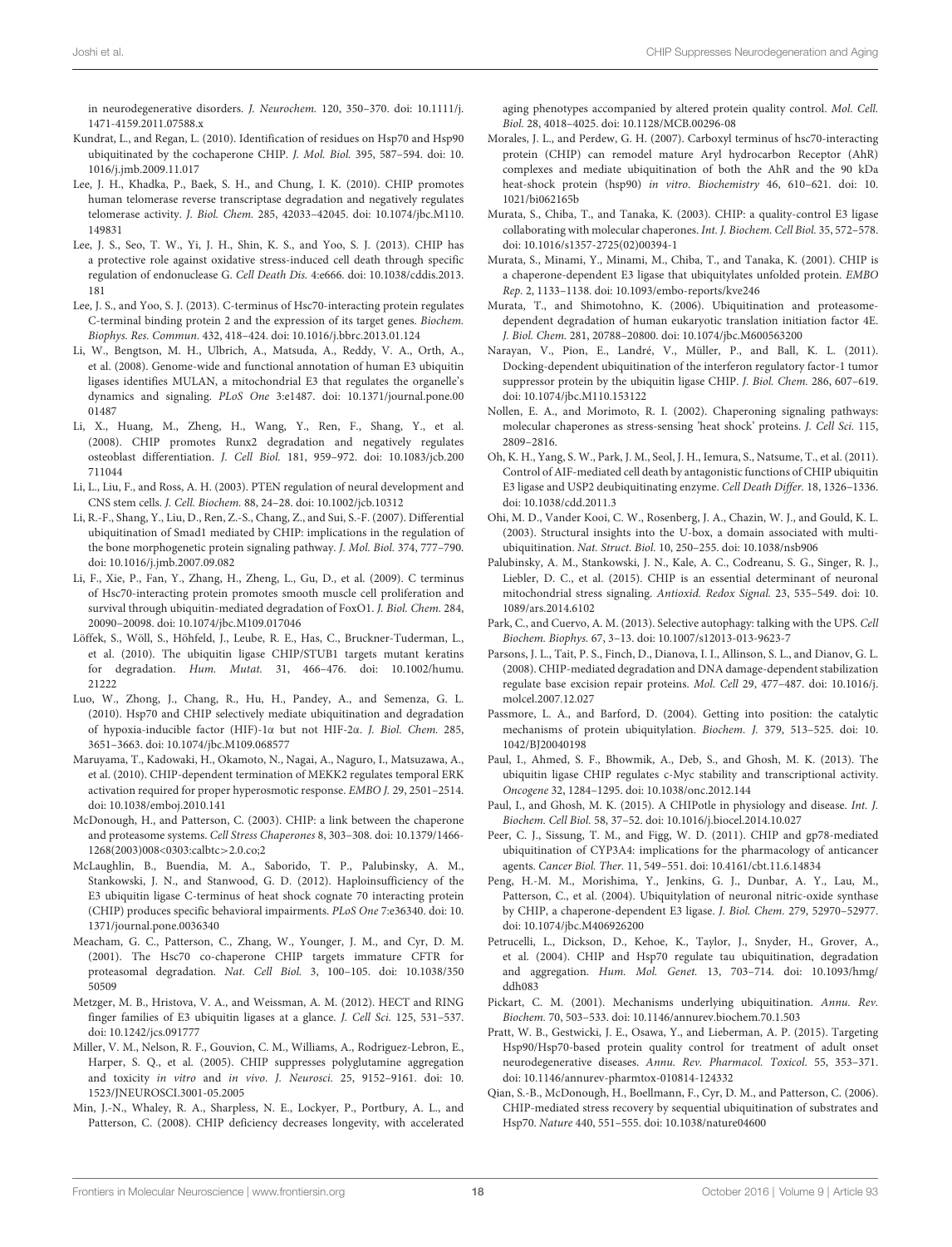in neurodegenerative disorders. *J. Neurochem.* 120, 350–370. doi: 10.1111/j.1471-4159.2011.07588.x

Kundrat, L., and Regan, L. (2010). Identification of residues on Hsp70 and Hsp90 ubiquitinated by the cochaperone CHIP. *J. Mol. Biol.* 395, 587–594. doi: 10.1016/j.jmb.2009.11.017

Lee, J. H., Khadka, P., Baek, S. H., and Chung, I. K. (2010). CHIP promotes human telomerase reverse transcriptase degradation and negatively regulates telomerase activity. *J. Biol. Chem.* 285, 42033–42045. doi: 10.1074/jbc.M110.149831

Lee, J. S., Seo, T. W., Yi, J. H., Shin, K. S., and Yoo, S. J. (2013). CHIP has a protective role against oxidative stress-induced cell death through specific regulation of endonuclease G. *Cell Death Dis.* 4:e666. doi: 10.1038/cddis.2013.181

Lee, J. S., and Yoo, S. J. (2013). C-terminus of Hsc70-interacting protein regulates C-terminal binding protein 2 and the expression of its target genes. *Biochem. Biophys. Res. Commun.* 432, 418–424. doi: 10.1016/j.bbrc.2013.01.124

Li, W., Bengtson, M. H., Ulbrich, A., Matsuda, A., Reddy, V. A., Orth, A., et al. (2008). Genome-wide and functional annotation of human E3 ubiquitin ligases identifies MULAN, a mitochondrial E3 that regulates the organelle's dynamics and signaling. *PLoS One* 3:e1487. doi: 10.1371/journal.pone.0001487

Li, X., Huang, M., Zheng, H., Wang, Y., Ren, F., Shang, Y., et al. (2008). CHIP promotes Runx2 degradation and negatively regulates osteoblast differentiation. *J. Cell Biol.* 181, 959–972. doi: 10.1083/jcb.200711044

Li, L., Liu, F., and Ross, A. H. (2003). PTEN regulation of neural development and CNS stem cells. *J. Cell. Biochem.* 88, 24–28. doi: 10.1002/jcb.10312

Li, R.-F., Shang, Y., Liu, D., Ren, Z.-S., Chang, Z., and Sui, S.-F. (2007). Differential ubiquitination of Smad1 mediated by CHIP: implications in the regulation of the bone morphogenetic protein signaling pathway. *J. Mol. Biol.* 374, 777–790. doi: 10.1016/j.jmb.2007.09.082

Li, F., Xie, P., Fan, Y., Zhang, H., Zheng, L., Gu, D., et al. (2009). C terminus of Hsc70-interacting protein promotes smooth muscle cell proliferation and survival through ubiquitin-mediated degradation of FoxO1. *J. Biol. Chem.* 284, 20090–20098. doi: 10.1074/jbc.M109.017046

Löffek, S., Wöll, S., Höhfeld, J., Leube, R. E., Has, C., Bruckner-Tuderman, L., et al. (2010). The ubiquitin ligase CHIP/STUB1 targets mutant keratins for degradation. *Hum. Mutat.* 31, 466–476. doi: 10.1002/humu.21222

Luo, W., Zhong, J., Chang, R., Hu, H., Pandey, A., and Semenza, G. L. (2010). Hsp70 and CHIP selectively mediate ubiquitination and degradation of hypoxia-inducible factor (HIF)-1α but not HIF-2α. *J. Biol. Chem.* 285, 3651–3663. doi: 10.1074/jbc.M109.068577

Maruyama, T., Kadowaki, H., Okamoto, N., Nagai, A., Naguro, I., Matsuzawa, A., et al. (2010). CHIP-dependent termination of MEKK2 regulates temporal ERK activation required for proper hyperosmotic response. *EMBO J.* 29, 2501–2514. doi: 10.1038/emboj.2010.141

McDonough, H., and Patterson, C. (2003). CHIP: a link between the chaperone and proteasome systems. *Cell Stress Chaperones* 8, 303–308. doi: 10.1379/1466-1268(2003)008<0303:calbtc>2.0.co;2

McLaughlin, B., Buendia, M. A., Saborido, T. P., Palubinsky, A. M., Stankowski, J. N., and Stanwood, G. D. (2012). Haploinsufficiency of the E3 ubiquitin ligase C-terminus of heat shock cognate 70 interacting protein (CHIP) produces specific behavioral impairments. *PLoS One* 7:e36340. doi: 10.1371/journal.pone.0036340

Meacham, G. C., Patterson, C., Zhang, W., Younger, J. M., and Cyr, D. M. (2001). The Hsc70 co-chaperone CHIP targets immature CFTR for proteasomal degradation. *Nat. Cell Biol.* 3, 100–105. doi: 10.1038/35050509

Metzger, M. B., Hristova, V. A., and Weissman, A. M. (2012). HECT and RING finger families of E3 ubiquitin ligases at a glance. *J. Cell Sci.* 125, 531–537. doi: 10.1242/jcs.091777

Miller, V. M., Nelson, R. F., Gouvion, C. M., Williams, A., Rodriguez-Lebron, E., Harper, S. Q., et al. (2005). CHIP suppresses polyglutamine aggregation and toxicity *in vitro* and *in vivo*. *J. Neurosci.* 25, 9152–9161. doi: 10.1523/JNEUROSCI.3001-05.2005

Min, J.-N., Whaley, R. A., Sharpless, N. E., Lockyer, P., Portbury, A. L., and Patterson, C. (2008). CHIP deficiency decreases longevity, with accelerated aging phenotypes accompanied by altered protein quality control. *Mol. Cell. Biol.* 28, 4018–4025. doi: 10.1128/MCB.00296-08

Morales, J. L., and Perdew, G. H. (2007). Carboxyl terminus of hsc70-interacting protein (CHIP) can remodel mature Aryl hydrocarbon Receptor (AhR) complexes and mediate ubiquitination of both the AhR and the 90 kDa heat-shock protein (hsp90) *in vitro*. *Biochemistry* 46, 610–621. doi: 10.1021/bi062165b

Murata, S., Chiba, T., and Tanaka, K. (2003). CHIP: a quality-control E3 ligase collaborating with molecular chaperones. *Int. J. Biochem. Cell Biol.* 35, 572–578. doi: 10.1016/s1357-2725(02)00394-1

Murata, S., Minami, Y., Minami, M., Chiba, T., and Tanaka, K. (2001). CHIP is a chaperone-dependent E3 ligase that ubiquitylates unfolded protein. *EMBO Rep.* 2, 1133–1138. doi: 10.1093/embo-reports/kve246

Murata, T., and Shimotohno, K. (2006). Ubiquitination and proteasome-dependent degradation of human eukaryotic translation initiation factor 4E. *J. Biol. Chem.* 281, 20788–20800. doi: 10.1074/jbc.M600563200

Narayan, V., Pion, E., Landré, V., Müller, P., and Ball, K. L. (2011). Docking-dependent ubiquitination of the interferon regulatory factor-1 tumor suppressor protein by the ubiquitin ligase CHIP. *J. Biol. Chem.* 286, 607–619. doi: 10.1074/jbc.M110.153122

Nollen, E. A., and Morimoto, R. I. (2002). Chaperoning signaling pathways: molecular chaperones as stress-sensing 'heat shock' proteins. *J. Cell Sci.* 115, 2809–2816.

Oh, K. H., Yang, S. W., Park, J. M., Seol, J. H., Iemura, S., Natsume, T., et al. (2011). Control of AIF-mediated cell death by antagonistic functions of CHIP ubiquitin E3 ligase and USP2 deubiquitinating enzyme. *Cell Death Differ.* 18, 1326–1336. doi: 10.1038/cdd.2011.3

Ohi, M. D., Vander Kooi, C. W., Rosenberg, J. A., Chazin, W. J., and Gould, K. L. (2003). Structural insights into the U-box, a domain associated with multi-ubiquitination. *Nat. Struct. Biol.* 10, 250–255. doi: 10.1038/nsb906

Palubinsky, A. M., Stankowski, J. N., Kale, A. C., Codreanu, S. G., Singer, R. J., Liebler, D. C., et al. (2015). CHIP is an essential determinant of neuronal mitochondrial stress signaling. *Antioxid. Redox Signal.* 23, 535–549. doi: 10.1089/ars.2014.6102

Park, C., and Cuervo, A. M. (2013). Selective autophagy: talking with the UPS. *Cell Biochem. Biophys.* 67, 3–13. doi: 10.1007/s12013-013-9623-7

Parsons, J. L., Tait, P. S., Finch, D., Dianova, I. I., Allinson, S. L., and Dianov, G. L. (2008). CHIP-mediated degradation and DNA damage-dependent stabilization regulate base excision repair proteins. *Mol. Cell* 29, 477–487. doi: 10.1016/j.molcel.2007.12.027

Passmore, L. A., and Barford, D. (2004). Getting into position: the catalytic mechanisms of protein ubiquitylation. *Biochem. J.* 379, 513–525. doi: 10.1042/BJ20040198

Paul, I., Ahmed, S. F., Bhowmik, A., Deb, S., and Ghosh, M. K. (2013). The ubiquitin ligase CHIP regulates c-Myc stability and transcriptional activity. *Oncogene* 32, 1284–1295. doi: 10.1038/onc.2012.144

Paul, I., and Ghosh, M. K. (2015). A CHIPotle in physiology and disease. *Int. J. Biochem. Cell Biol.* 58, 37–52. doi: 10.1016/j.biocel.2014.10.027

Peer, C. J., Sissung, T. M., and Figg, W. D. (2011). CHIP and gp78-mediated ubiquitination of CYP3A4: implications for the pharmacology of anticancer agents. *Cancer Biol. Ther.* 11, 549–551. doi: 10.4161/cbt.11.6.14834

Peng, H.-M. M., Morishima, Y., Jenkins, G. J., Dunbar, A. Y., Lau, M., Patterson, C., et al. (2004). Ubiquitylation of neuronal nitric-oxide synthase by CHIP, a chaperone-dependent E3 ligase. *J. Biol. Chem.* 279, 52970–52977. doi: 10.1074/jbc.M406926200

Petrucelli, L., Dickson, D., Kehoe, K., Taylor, J., Snyder, H., Grover, A., et al. (2004). CHIP and Hsp70 regulate tau ubiquitination, degradation and aggregation. *Hum. Mol. Genet.* 13, 703–714. doi: 10.1093/hmg/ddh083

Pickart, C. M. (2001). Mechanisms underlying ubiquitination. *Annu. Rev. Biochem.* 70, 503–533. doi: 10.1146/annurev.biochem.70.1.503

Pratt, W. B., Gestwicki, J. E., Osawa, Y., and Lieberman, A. P. (2015). Targeting Hsp90/Hsp70-based protein quality control for treatment of adult onset neurodegenerative diseases. *Annu. Rev. Pharmacol. Toxicol.* 55, 353–371. doi: 10.1146/annurev-pharmtox-010814-124332

Qian, S.-B., McDonough, H., Boellmann, F., Cyr, D. M., and Patterson, C. (2006). CHIP-mediated stress recovery by sequential ubiquitination of substrates and Hsp70. *Nature* 440, 551–555. doi: 10.1038/nature04600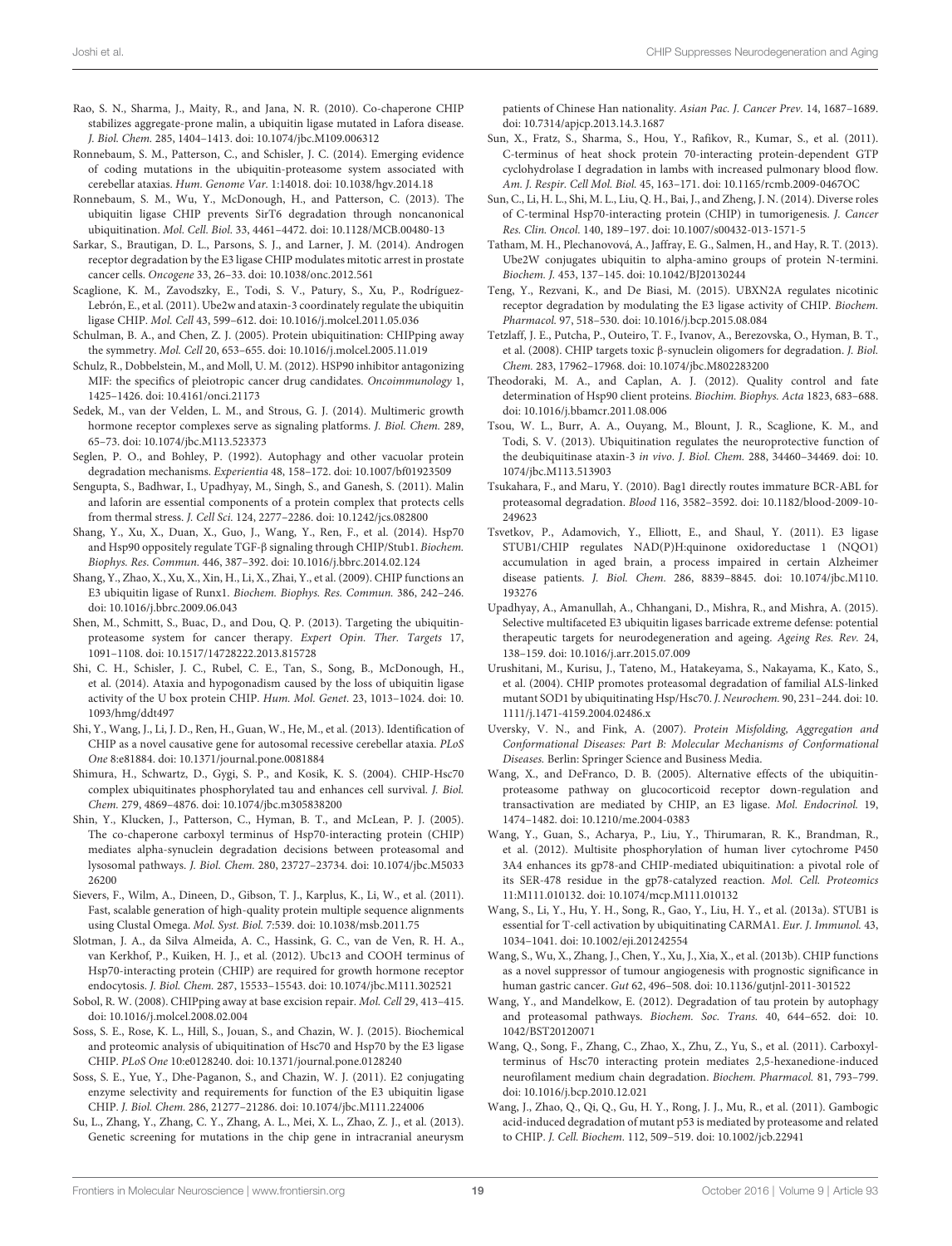Rao, S. N., Sharma, J., Maity, R., and Jana, N. R. (2010). Co-chaperone CHIP stabilizes aggregate-prone malin, a ubiquitin ligase mutated in Lafora disease. *J. Biol. Chem.* 285, 1404–1413. doi: 10.1074/jbc.M109.006312

Ronnebaum, S. M., Patterson, C., and Schisler, J. C. (2014). Emerging evidence of coding mutations in the ubiquitin-proteasome system associated with cerebellar ataxias. *Hum. Genome Var.* 1:14018. doi: 10.1038/hgv.2014.18

Ronnebaum, S. M., Wu, Y., McDonough, H., and Patterson, C. (2013). The ubiquitin ligase CHIP prevents SirT6 degradation through noncanonical ubiquitination. *Mol. Cell. Biol.* 33, 4461–4472. doi: 10.1128/MCB.00480-13

Sarkar, S., Brautigan, D. L., Parsons, S. J., and Larner, J. M. (2014). Androgen receptor degradation by the E3 ligase CHIP modulates mitotic arrest in prostate cancer cells. *Oncogene* 33, 26–33. doi: 10.1038/onc.2012.561

Scaglione, K. M., Zavodszky, E., Todi, S. V., Patury, S., Xu, P., Rodríguez-Lebrón, E., et al. (2011). Ube2w and ataxin-3 coordinately regulate the ubiquitin ligase CHIP. *Mol. Cell* 43, 599–612. doi: 10.1016/j.molcel.2011.05.036

Schulman, B. A., and Chen, Z. J. (2005). Protein ubiquitination: CHIPping away the symmetry. *Mol. Cell* 20, 653–655. doi: 10.1016/j.molcel.2005.11.019

Schulz, R., Dobbelstein, M., and Moll, U. M. (2012). HSP90 inhibitor antagonizing MIF: the specifics of pleiotropic cancer drug candidates. *Oncoimmunology* 1, 1425–1426. doi: 10.4161/onci.21173

Sedek, M., van der Velden, L. M., and Strous, G. J. (2014). Multimeric growth hormone receptor complexes serve as signaling platforms. *J. Biol. Chem.* 289, 65–73. doi: 10.1074/jbc.M113.523373

Seglen, P. O., and Bohley, P. (1992). Autophagy and other vacuolar protein degradation mechanisms. *Experientia* 48, 158–172. doi: 10.1007/bf01923509

Sengupta, S., Badhwar, I., Upadhyay, M., Singh, S., and Ganesh, S. (2011). Malin and laforin are essential components of a protein complex that protects cells from thermal stress. *J. Cell Sci.* 124, 2277–2286. doi: 10.1242/jcs.082800

Shang, Y., Xu, X., Duan, X., Guo, J., Wang, Y., Ren, F., et al. (2014). Hsp70 and Hsp90 oppositely regulate TGF-β signaling through CHIP/Stub1. *Biochem. Biophys. Res. Commun.* 446, 387–392. doi: 10.1016/j.bbrc.2014.02.124

Shang, Y., Zhao, X., Xu, X., Xin, H., Li, X., Zhai, Y., et al. (2009). CHIP functions an E3 ubiquitin ligase of Runx1. *Biochem. Biophys. Res. Commun.* 386, 242–246. doi: 10.1016/j.bbrc.2009.06.043

Shen, M., Schmitt, S., Buac, D., and Dou, Q. P. (2013). Targeting the ubiquitin-proteasome system for cancer therapy. *Expert Opin. Ther. Targets* 17, 1091–1108. doi: 10.1517/14728222.2013.815728

Shi, C. H., Schisler, J. C., Rubel, C. E., Tan, S., Song, B., McDonough, H., et al. (2014). Ataxia and hypogonadism caused by the loss of ubiquitin ligase activity of the U box protein CHIP. *Hum. Mol. Genet.* 23, 1013–1024. doi: 10.1093/hmg/ddt497

Shi, Y., Wang, J., Li, J. D., Ren, H., Guan, W., He, M., et al. (2013). Identification of CHIP as a novel causative gene for autosomal recessive cerebellar ataxia. *PLoS One* 8:e81884. doi: 10.1371/journal.pone.0081884

Shimura, H., Schwartz, D., Gygi, S. P., and Kosik, K. S. (2004). CHIP-Hsc70 complex ubiquitinates phosphorylated tau and enhances cell survival. *J. Biol. Chem.* 279, 4869–4876. doi: 10.1074/jbc.m305838200

Shin, Y., Klucken, J., Patterson, C., Hyman, B. T., and McLean, P. J. (2005). The co-chaperone carboxyl terminus of Hsp70-interacting protein (CHIP) mediates alpha-synuclein degradation decisions between proteasomal and lysosomal pathways. *J. Biol. Chem.* 280, 23727–23734. doi: 10.1074/jbc.M503326200

Sievers, F., Wilm, A., Dineen, D., Gibson, T. J., Karplus, K., Li, W., et al. (2011). Fast, scalable generation of high-quality protein multiple sequence alignments using Clustal Omega. *Mol. Syst. Biol.* 7:539. doi: 10.1038/msb.2011.75

Slotman, J. A., da Silva Almeida, A. C., Hassink, G. C., van de Ven, R. H. A., van Kerkhof, P., Kuiken, H. J., et al. (2012). Ubc13 and COOH terminus of Hsp70-interacting protein (CHIP) are required for growth hormone receptor endocytosis. *J. Biol. Chem.* 287, 15533–15543. doi: 10.1074/jbc.M111.302521

Sobol, R. W. (2008). CHIPping away at base excision repair. *Mol. Cell* 29, 413–415. doi: 10.1016/j.molcel.2008.02.004

Soss, S. E., Rose, K. L., Hill, S., Jouan, S., and Chazin, W. J. (2015). Biochemical and proteomic analysis of ubiquitination of Hsc70 and Hsp70 by the E3 ligase CHIP. *PLoS One* 10:e0128240. doi: 10.1371/journal.pone.0128240

Soss, S. E., Yue, Y., Dhe-Paganon, S., and Chazin, W. J. (2011). E2 conjugating enzyme selectivity and requirements for function of the E3 ubiquitin ligase CHIP. *J. Biol. Chem.* 286, 21277–21286. doi: 10.1074/jbc.M111.224006

Su, L., Zhang, Y., Zhang, C. Y., Zhang, A. L., Mei, X. L., Zhao, Z. J., et al. (2013). Genetic screening for mutations in the chip gene in intracranial aneurysm patients of Chinese Han nationality. *Asian Pac. J. Cancer Prev.* 14, 1687–1689. doi: 10.7314/apjcp.2013.14.3.1687

Sun, X., Fratz, S., Sharma, S., Hou, Y., Rafikov, R., Kumar, S., et al. (2011). C-terminus of heat shock protein 70-interacting protein-dependent GTP cyclohydrolase I degradation in lambs with increased pulmonary blood flow. *Am. J. Respir. Cell Mol. Biol.* 45, 163–171. doi: 10.1165/rcmb.2009-0467OC

Sun, C., Li, H. L., Shi, M. L., Liu, Q. H., Bai, J., and Zheng, J. N. (2014). Diverse roles of C-terminal Hsp70-interacting protein (CHIP) in tumorigenesis. *J. Cancer Res. Clin. Oncol.* 140, 189–197. doi: 10.1007/s00432-013-1571-5

Tatham, M. H., Plechanovová, A., Jaffray, E. G., Salmen, H., and Hay, R. T. (2013). Ube2W conjugates ubiquitin to alpha-amino groups of protein N-termini. *Biochem. J.* 453, 137–145. doi: 10.1042/BJ20130244

Teng, Y., Rezvani, K., and De Biasi, M. (2015). UBXN2A regulates nicotinic receptor degradation by modulating the E3 ligase activity of CHIP. *Biochem. Pharmacol.* 97, 518–530. doi: 10.1016/j.bcp.2015.08.084

Tetzlaff, J. E., Putcha, P., Outeiro, T. F., Ivanov, A., Berezovska, O., Hyman, B. T., et al. (2008). CHIP targets toxic β-synuclein oligomers for degradation. *J. Biol. Chem.* 283, 17962–17968. doi: 10.1074/jbc.M802283200

Theodoraki, M. A., and Caplan, A. J. (2012). Quality control and fate determination of Hsp90 client proteins. *Biochim. Biophys. Acta* 1823, 683–688. doi: 10.1016/j.bbamcr.2011.08.006

Tsou, W. L., Burr, A. A., Ouyang, M., Blount, J. R., Scaglione, K. M., and Todi, S. V. (2013). Ubiquitination regulates the neuroprotective function of the deubiquitinase ataxin-3 *in vivo*. *J. Biol. Chem.* 288, 34460–34469. doi: 10.1074/jbc.M113.513903

Tsukahara, F., and Maru, Y. (2010). Bag1 directly routes immature BCR-ABL for proteasomal degradation. *Blood* 116, 3582–3592. doi: 10.1182/blood-2009-10-249623

Tsvetkov, P., Adamovich, Y., Elliott, E., and Shaul, Y. (2011). E3 ligase STUB1/CHIP regulates NAD(P)H:quinone oxidoreductase 1 (NQO1) accumulation in aged brain, a process impaired in elderly Alzheimer disease patients. *J. Biol. Chem.* 286, 8839–8845. doi: 10.1074/jbc.M110.193276

Upadhyay, A., Amanullah, A., Chhangani, D., Mishra, R., and Mishra, A. (2015). Selective multifaceted E3 ubiquitin ligases barricade extreme defense: potential therapeutic targets for neurodegeneration and ageing. *Ageing Res. Rev.* 24, 138–159. doi: 10.1016/j.arr.2015.07.009

Urushitani, M., Kurisu, J., Tateno, M., Hatakeyama, S., Nakayama, K., Kato, S., et al. (2004). CHIP promotes proteasomal degradation of familial ALS-linked mutant SOD1 by ubiquitinating Hsp/Hsc70. *J. Neurochem.* 90, 231–244. doi: 10.1111/j.1471-4159.2004.02486.x

Uversky, V. N., and Fink, A. (2007). *Protein Misfolding, Aggregation and Conformational Diseases: Part B: Molecular Mechanisms of Conformational Diseases.* Berlin: Springer Science and Business Media.

Wang, X., and DeFranco, D. B. (2005). Alternative effects of the ubiquitin-proteasome pathway on glucocorticoid receptor down-regulation and transactivation are mediated by CHIP, an E3 ligase. *Mol. Endocrinol.* 19, 1474–1482. doi: 10.1210/me.2004-0383

Wang, Y., Guan, S., Acharya, P., Liu, Y., Thirumaran, R. K., Brandman, R., et al. (2012). Multisite phosphorylation of human liver cytochrome P450 3A4 enhances its gp78- and CHIP-mediated ubiquitination: a pivotal role of its SER-478 residue in the gp78-catalyzed reaction. *Mol. Cell. Proteomics* 11:M111.010132. doi: 10.1074/mcp.M111.010132

Wang, S., Li, Y., Hu, Y. H., Song, R., Gao, Y., Liu, H. Y., et al. (2013a). STUB1 is essential for T-cell activation by ubiquitinating CARMA1. *Eur. J. Immunol.* 43, 1034–1041. doi: 10.1002/eji.201242554

Wang, S., Wu, X., Zhang, J., Chen, Y., Xu, J., Xia, X., et al. (2013b). CHIP functions as a novel suppressor of tumour angiogenesis with prognostic significance in human gastric cancer. *Gut* 62, 496–508. doi: 10.1136/gutjnl-2011-301522

Wang, Y., and Mandelkow, E. (2012). Degradation of tau protein by autophagy and proteasomal pathways. *Biochem. Soc. Trans.* 40, 644–652. doi: 10.1042/BST20120071

Wang, Q., Song, F., Zhang, C., Zhao, X., Zhu, Z., Yu, S., et al. (2011). Carboxyl-terminus of Hsc70 interacting protein mediates 2,5-hexanedione-induced neurofilament medium chain degradation. *Biochem. Pharmacol.* 81, 793–799. doi: 10.1016/j.bcp.2010.12.021

Wang, J., Zhao, Q., Qi, Q., Gu, H. Y., Rong, J. J., Mu, R., et al. (2011). Gambogic acid-induced degradation of mutant p53 is mediated by proteasome and related to CHIP. *J. Cell. Biochem.* 112, 509–519. doi: 10.1002/jcb.22941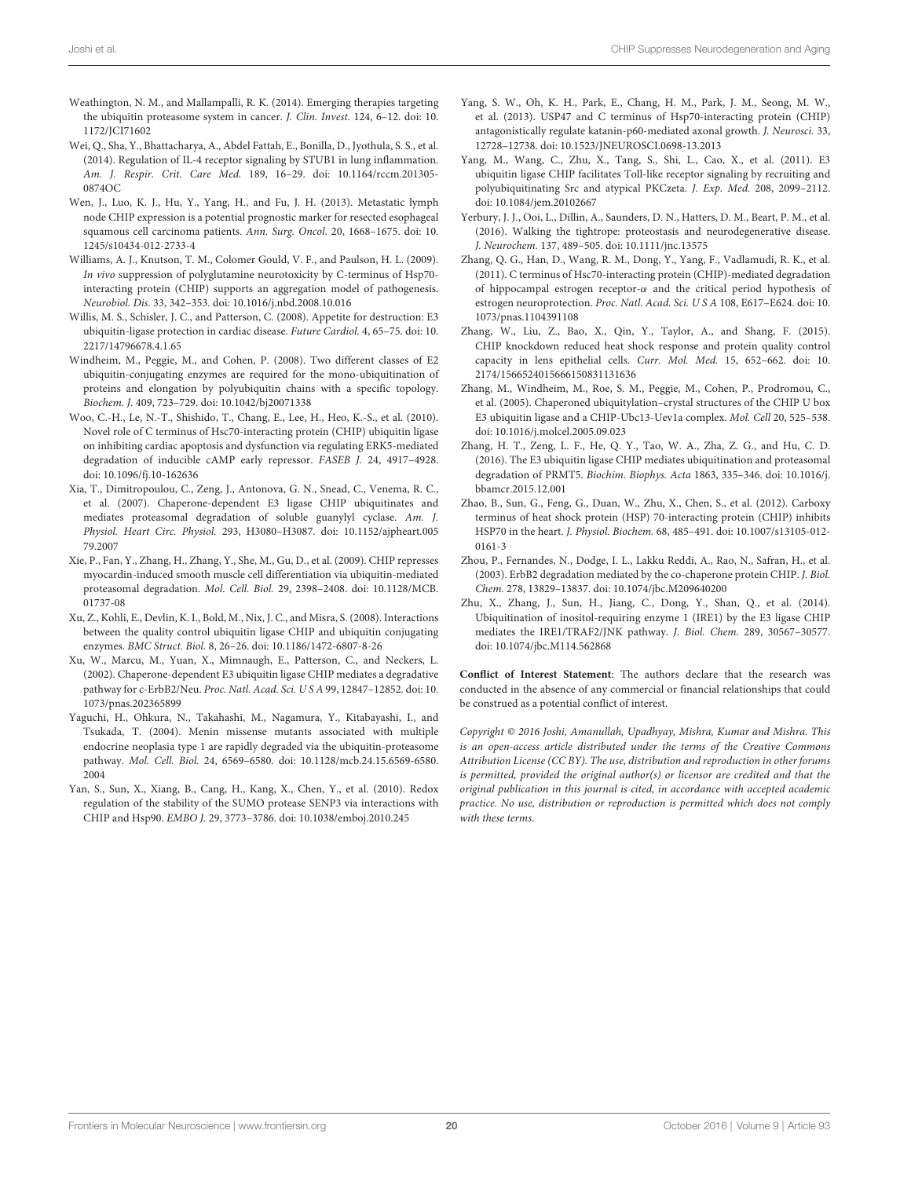Weathington, N. M., and Mallampalli, R. K. (2014). Emerging therapies targeting the ubiquitin proteasome system in cancer. *J. Clin. Invest.* 124, 6–12. doi: 10.1172/JCI71602

Wei, Q., Sha, Y., Bhattacharya, A., Abdel Fattah, E., Bonilla, D., Jyothula, S. S., et al. (2014). Regulation of IL-4 receptor signaling by STUB1 in lung inflammation. *Am. J. Respir. Crit. Care Med.* 189, 16–29. doi: 10.1164/rccm.201305-0874OC

Wen, J., Luo, K. J., Hu, Y., Yang, H., and Fu, J. H. (2013). Metastatic lymph node CHIP expression is a potential prognostic marker for resected esophageal squamous cell carcinoma patients. *Ann. Surg. Oncol.* 20, 1668–1675. doi: 10.1245/s10434-012-2733-4

Williams, A. J., Knutson, T. M., Colomer Gould, V. F., and Paulson, H. L. (2009). *In vivo* suppression of polyglutamine neurotoxicity by C-terminus of Hsp70-interacting protein (CHIP) supports an aggregation model of pathogenesis. *Neurobiol. Dis.* 33, 342–353. doi: 10.1016/j.nbd.2008.10.016

Willis, M. S., Schisler, J. C., and Patterson, C. (2008). Appetite for destruction: E3 ubiquitin-ligase protection in cardiac disease. *Future Cardiol.* 4, 65–75. doi: 10.2217/14796678.4.1.65

Windheim, M., Peggie, M., and Cohen, P. (2008). Two different classes of E2 ubiquitin-conjugating enzymes are required for the mono-ubiquitination of proteins and elongation by polyubiquitin chains with a specific topology. *Biochem. J.* 409, 723–729. doi: 10.1042/bj20071338

Woo, C.-H., Le, N.-T., Shishido, T., Chang, E., Lee, H., Heo, K.-S., et al. (2010). Novel role of C terminus of Hsc70-interacting protein (CHIP) ubiquitin ligase on inhibiting cardiac apoptosis and dysfunction via regulating ERK5-mediated degradation of inducible cAMP early repressor. *FASEB J.* 24, 4917–4928. doi: 10.1096/fj.10-162636

Xia, T., Dimitropoulou, C., Zeng, J., Antonova, G. N., Snead, C., Venema, R. C., et al. (2007). Chaperone-dependent E3 ligase CHIP ubiquitinates and mediates proteasomal degradation of soluble guanylyl cyclase. *Am. J. Physiol. Heart Circ. Physiol.* 293, H3080–H3087. doi: 10.1152/ajpheart.00579.2007

Xie, P., Fan, Y., Zhang, H., Zhang, Y., She, M., Gu, D., et al. (2009). CHIP represses myocardin-induced smooth muscle cell differentiation via ubiquitin-mediated proteasomal degradation. *Mol. Cell. Biol.* 29, 2398–2408. doi: 10.1128/MCB.01737-08

Xu, Z., Kohli, E., Devlin, K. I., Bold, M., Nix, J. C., and Misra, S. (2008). Interactions between the quality control ubiquitin ligase CHIP and ubiquitin conjugating enzymes. *BMC Struct. Biol.* 8, 26–26. doi: 10.1186/1472-6807-8-26

Xu, W., Marcu, M., Yuan, X., Mimnaugh, E., Patterson, C., and Neckers, L. (2002). Chaperone-dependent E3 ubiquitin ligase CHIP mediates a degradative pathway for c-ErbB2/Neu. *Proc. Natl. Acad. Sci. U S A* 99, 12847–12852. doi: 10.1073/pnas.202365899

Yaguchi, H., Ohkura, N., Takahashi, M., Nagamura, Y., Kitabayashi, I., and Tsukada, T. (2004). Menin missense mutants associated with multiple endocrine neoplasia type 1 are rapidly degraded via the ubiquitin-proteasome pathway. *Mol. Cell. Biol.* 24, 6569–6580. doi: 10.1128/mcb.24.15.6569-6580.2004

Yan, S., Sun, X., Xiang, B., Cang, H., Kang, X., Chen, Y., et al. (2010). Redox regulation of the stability of the SUMO protease SENP3 via interactions with CHIP and Hsp90. *EMBO J.* 29, 3773–3786. doi: 10.1038/emboj.2010.245

Yang, S. W., Oh, K. H., Park, E., Chang, H. M., Park, J. M., Seong, M. W., et al. (2013). USP47 and C terminus of Hsp70-interacting protein (CHIP) antagonistically regulate katanin-p60-mediated axonal growth. *J. Neurosci.* 33, 12728–12738. doi: 10.1523/JNEUROSCI.0698-13.2013

Yang, M., Wang, C., Zhu, X., Tang, S., Shi, L., Cao, X., et al. (2011). E3 ubiquitin ligase CHIP facilitates Toll-like receptor signaling by recruiting and polyubiquitinating Src and atypical PKCzeta. *J. Exp. Med.* 208, 2099–2112. doi: 10.1084/jem.20102667

Yerbury, J. J., Ooi, L., Dillin, A., Saunders, D. N., Hatters, D. M., Beart, P. M., et al. (2016). Walking the tightrope: proteostasis and neurodegenerative disease. *J. Neurochem.* 137, 489–505. doi: 10.1111/jnc.13575

Zhang, Q. G., Han, D., Wang, R. M., Dong, Y., Yang, F., Vadlamudi, R. K., et al. (2011). C terminus of Hsc70-interacting protein (CHIP)-mediated degradation of hippocampal estrogen receptor-$\alpha$ and the critical period hypothesis of estrogen neuroprotection. *Proc. Natl. Acad. Sci. U S A* 108, E617–E624. doi: 10.1073/pnas.1104391108

Zhang, W., Liu, Z., Bao, X., Qin, Y., Taylor, A., and Shang, F. (2015). CHIP knockdown reduced heat shock response and protein quality control capacity in lens epithelial cells. *Curr. Mol. Med.* 15, 652–662. doi: 10.2174/1566524015666150831131636

Zhang, M., Windheim, M., Roe, S. M., Peggie, M., Cohen, P., Prodromou, C., et al. (2005). Chaperoned ubiquitylation–crystal structures of the CHIP U box E3 ubiquitin ligase and a CHIP-Ubc13-Uev1a complex. *Mol. Cell* 20, 525–538. doi: 10.1016/j.molcel.2005.09.023

Zhang, H. T., Zeng, L. F., He, Q. Y., Tao, W. A., Zha, Z. G., and Hu, C. D. (2016). The E3 ubiquitin ligase CHIP mediates ubiquitination and proteasomal degradation of PRMT5. *Biochim. Biophys. Acta* 1863, 335–346. doi: 10.1016/j.bbamcr.2015.12.001

Zhao, B., Sun, G., Feng, G., Duan, W., Zhu, X., Chen, S., et al. (2012). Carboxy terminus of heat shock protein (HSP) 70-interacting protein (CHIP) inhibits HSP70 in the heart. *J. Physiol. Biochem.* 68, 485–491. doi: 10.1007/s13105-012-0161-3

Zhou, P., Fernandes, N., Dodge, I. L., Lakku Reddi, A., Rao, N., Safran, H., et al. (2003). ErbB2 degradation mediated by the co-chaperone protein CHIP. *J. Biol. Chem.* 278, 13829–13837. doi: 10.1074/jbc.M209640200

Zhu, X., Zhang, J., Sun, H., Jiang, C., Dong, Y., Shan, Q., et al. (2014). Ubiquitination of inositol-requiring enzyme 1 (IRE1) by the E3 ligase CHIP mediates the IRE1/TRAF2/JNK pathway. *J. Biol. Chem.* 289, 30567–30577. doi: 10.1074/jbc.M114.562868

**Conflict of Interest Statement**: The authors declare that the research was conducted in the absence of any commercial or financial relationships that could be construed as a potential conflict of interest.

*Copyright © 2016 Joshi, Amanullah, Upadhyay, Mishra, Kumar and Mishra. This is an open-access article distributed under the terms of the Creative Commons Attribution License (CC BY). The use, distribution and reproduction in other forums is permitted, provided the original author(s) or licensor are credited and that the original publication in this journal is cited, in accordance with accepted academic practice. No use, distribution or reproduction is permitted which does not comply with these terms.*